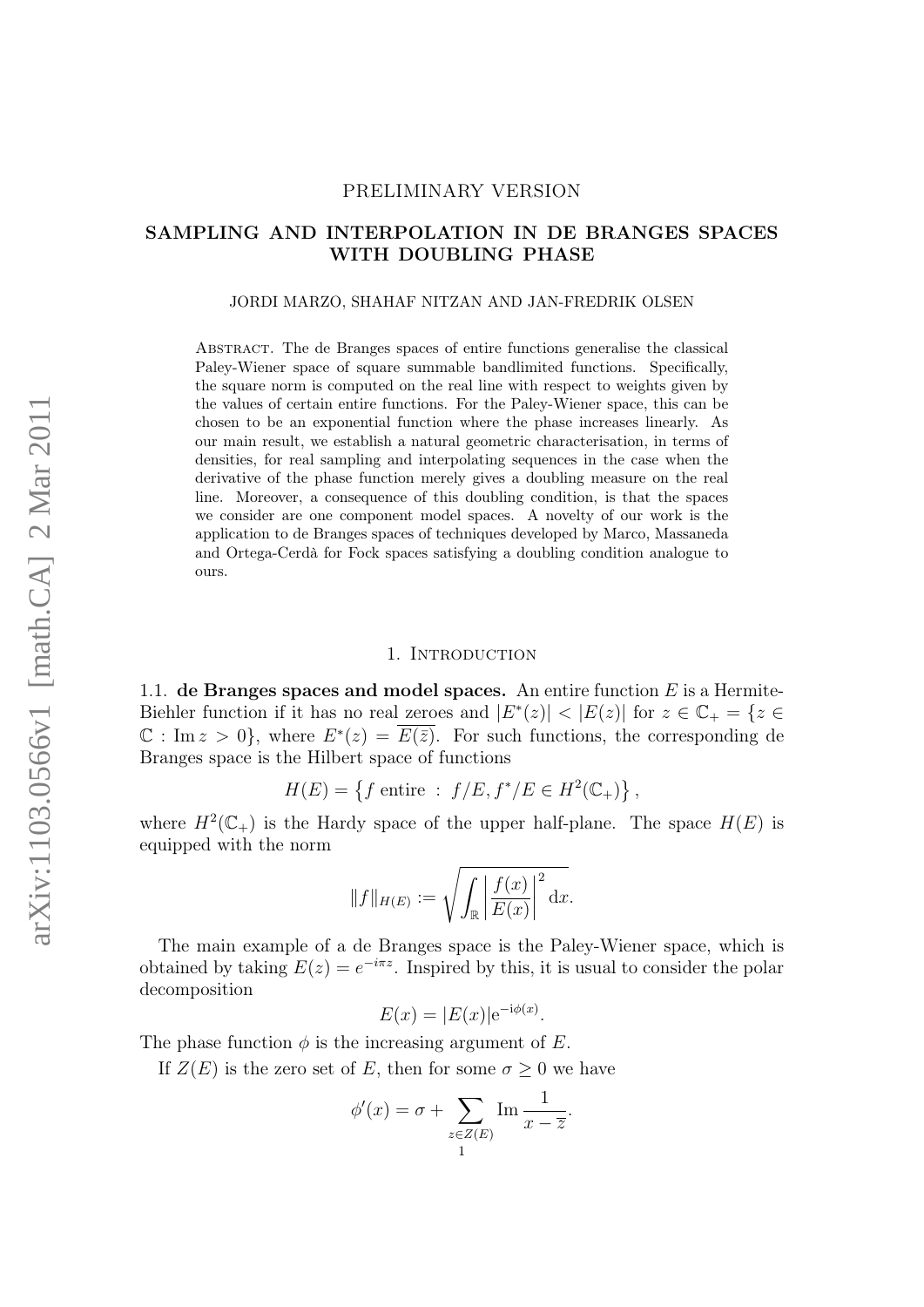PRELIMINARY VERSION

# SAMPLING AND INTERPOLATION IN DE BRANGES SPACES WITH DOUBLING PHASE

JORDI MARZO, SHAHAF NITZAN AND JAN-FREDRIK OLSEN

Abstract. The de Branges spaces of entire functions generalise the classical Paley-Wiener space of square summable bandlimited functions. Specifically, the square norm is computed on the real line with respect to weights given by the values of certain entire functions. For the Paley-Wiener space, this can be chosen to be an exponential function where the phase increases linearly. As our main result, we establish a natural geometric characterisation, in terms of densities, for real sampling and interpolating sequences in the case when the derivative of the phase function merely gives a doubling measure on the real line. Moreover, a consequence of this doubling condition, is that the spaces we consider are one component model spaces. A novelty of our work is the application to de Branges spaces of techniques developed by Marco, Massaneda and Ortega-Cerdà for Fock spaces satisfying a doubling condition analogue to ours.

## 1. Introduction

**1.1. de Branges spaces and model spaces.** An entire function $E$ is a Hermite-Biehler function if it has no real zeroes and $|E^*(z)| < |E(z)|$ for $z \in \mathbb{C}_+ = \{z \in \mathbb{C} : \operatorname{Im} z > 0\}$, where $E^*(z) = \overline{E(\overline{z})}$. For such functions, the corresponding de Branges space is the Hilbert space of functions

$$H(E) = \left\{ f \text{ entire } : \ f/E, f^*/E \in H^2(\mathbb{C}_+) \right\},$$

where $H^2(\mathbb{C}_+)$ is the Hardy space of the upper half-plane. The space $H(E)$ is equipped with the norm

$$\|f\|_{H(E)} := \sqrt{\int_{\mathbb{R}} \left| \frac{f(x)}{E(x)} \right|^2 \mathrm{d}x}.$$

The main example of a de Branges space is the Paley-Wiener space, which is obtained by taking $E(z) = e^{-i\pi z}$. Inspired by this, it is usual to consider the polar decomposition

$$E(x) = |E(x)| \mathrm{e}^{-\mathrm{i}\phi(x)}.$$

The phase function $\phi$ is the increasing argument of $E$.

If $Z(E)$ is the zero set of $E$, then for some $\sigma \geq 0$ we have

$$\phi'(x) = \sigma + \sum_{z \in Z(E)} \operatorname{Im} \frac{1}{x - \overline{z}}.$$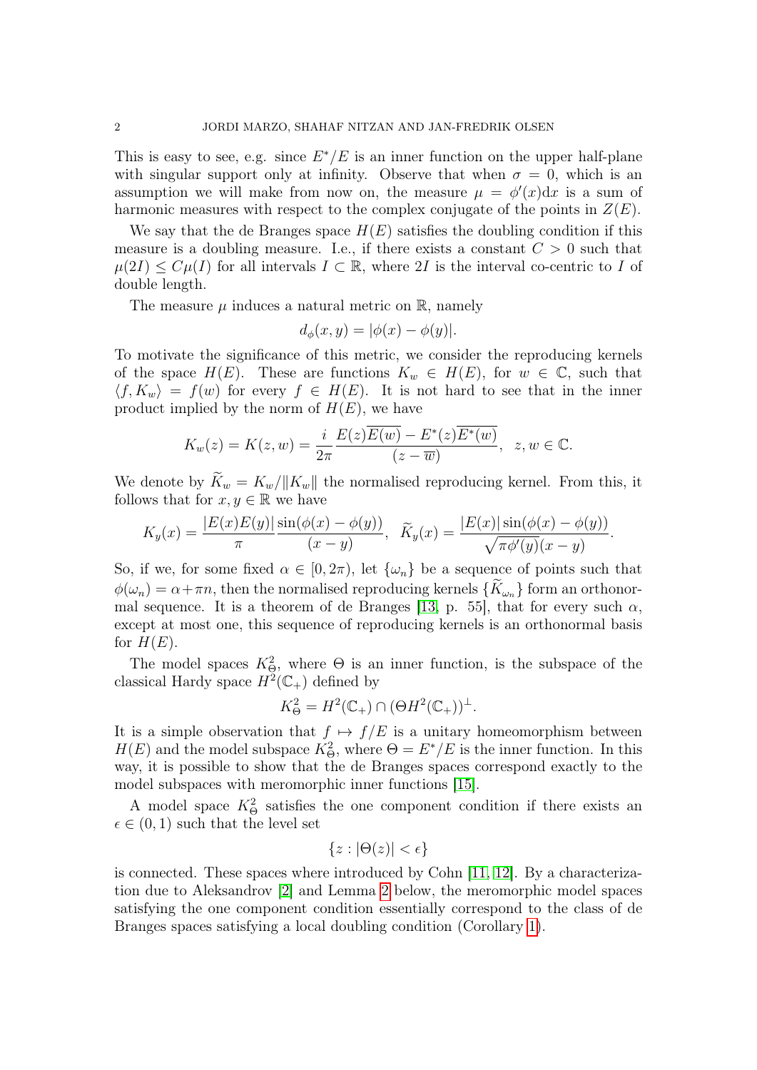This is easy to see, e.g. since $E^*/E$ is an inner function on the upper half-plane with singular support only at infinity. Observe that when $\sigma = 0$, which is an assumption we will make from now on, the measure $\mu = \phi'(x)\mathrm{d}x$ is a sum of harmonic measures with respect to the complex conjugate of the points in $Z(E)$.

We say that the de Branges space $H(E)$ satisfies the doubling condition if this measure is a doubling measure. I.e., if there exists a constant $C > 0$ such that $\mu(2I) \leq C\mu(I)$ for all intervals $I \subset \mathbb{R}$, where $2I$ is the interval co-centric to $I$ of double length.

The measure $\mu$ induces a natural metric on $\mathbb{R}$, namely

$$d_\phi(x, y) = |\phi(x) - \phi(y)|.$$

To motivate the significance of this metric, we consider the reproducing kernels of the space $H(E)$. These are functions $K_w \in H(E)$, for $w \in \mathbb{C}$, such that $\langle f, K_w \rangle = f(w)$ for every $f \in H(E)$. It is not hard to see that in the inner product implied by the norm of $H(E)$, we have

$$K_w(z) = K(z, w) = \frac{i}{2\pi} \frac{E(z)\overline{E(w)} - E^*(z)\overline{E^*(w)}}{(z - \overline{w})}, \quad z, w \in \mathbb{C}.$$

We denote by $\widetilde{K}_w = K_w / \|K_w\|$ the normalised reproducing kernel. From this, it follows that for $x, y \in \mathbb{R}$ we have

$$K_y(x) = \frac{|E(x)E(y)|}{\pi} \frac{\sin(\phi(x) - \phi(y))}{(x - y)}, \quad \widetilde{K}_y(x) = \frac{|E(x)| \sin(\phi(x) - \phi(y))}{\sqrt{\pi \phi'(y)}(x - y)}.$$

So, if we, for some fixed $\alpha \in [0, 2\pi)$, let $\{\omega_n\}$ be a sequence of points such that $\phi(\omega_n) = \alpha + \pi n$, then the normalised reproducing kernels $\{\widetilde{K}_{\omega_n}\}$ form an orthonormal sequence. It is a theorem of de Branges [13, p. 55], that for every such $\alpha$, except at most one, this sequence of reproducing kernels is an orthonormal basis for $H(E)$.

The model spaces $K^2_\Theta$, where $\Theta$ is an inner function, is the subspace of the classical Hardy space $H^2(\mathbb{C}_+)$ defined by

$$K^2_\Theta = H^2(\mathbb{C}_+) \cap (\Theta H^2(\mathbb{C}_+))^\perp.$$

It is a simple observation that $f \mapsto f/E$ is a unitary homeomorphism between $H(E)$ and the model subspace $K^2_\Theta$, where $\Theta = E^*/E$ is the inner function. In this way, it is possible to show that the de Branges spaces correspond exactly to the model subspaces with meromorphic inner functions [15].

A model space $K^2_\Theta$ satisfies the one component condition if there exists an $\epsilon \in (0, 1)$ such that the level set

$$\{z : |\Theta(z)| < \epsilon\}$$

is connected. These spaces where introduced by Cohn [11, 12]. By a characterization due to Aleksandrov [2] and Lemma 2 below, the meromorphic model spaces satisfying the one component condition essentially correspond to the class of de Branges spaces satisfying a local doubling condition (Corollary 1).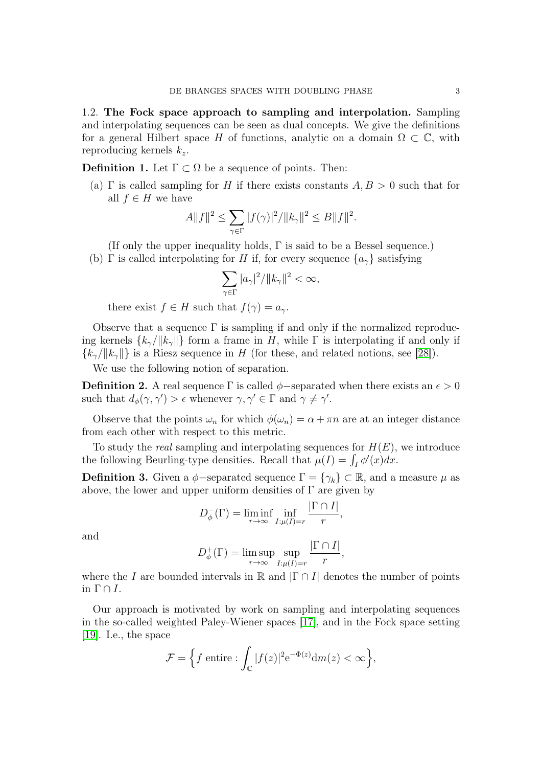1.2. **The Fock space approach to sampling and interpolation.** Sampling and interpolating sequences can be seen as dual concepts. We give the definitions for a general Hilbert space $H$ of functions, analytic on a domain $\Omega \subset \mathbb{C}$, with reproducing kernels $k_z$.

**Definition 1.** Let $\Gamma \subset \Omega$ be a sequence of points. Then:

(a) $\Gamma$ is called sampling for $H$ if there exists constants $A, B > 0$ such that for all $f \in H$ we have
$$A\|f\|^2 \leq \sum_{\gamma \in \Gamma} |f(\gamma)|^2/\|k_\gamma\|^2 \leq B\|f\|^2.$$
(If only the upper inequality holds, $\Gamma$ is said to be a Bessel sequence.)

(b) $\Gamma$ is called interpolating for $H$ if, for every sequence $\{a_\gamma\}$ satisfying
$$\sum_{\gamma \in \Gamma} |a_\gamma|^2/\|k_\gamma\|^2 < \infty,$$
there exist $f \in H$ such that $f(\gamma) = a_\gamma$.

Observe that a sequence $\Gamma$ is sampling if and only if the normalized reproducing kernels $\{k_\gamma/\|k_\gamma\|\}$ form a frame in $H$, while $\Gamma$ is interpolating if and only if $\{k_\gamma/\|k_\gamma\|\}$ is a Riesz sequence in $H$ (for these, and related notions, see [28]).

We use the following notion of separation.

**Definition 2.** A real sequence $\Gamma$ is called $\phi-$separated when there exists an $\epsilon > 0$ such that $d_\phi(\gamma, \gamma') > \epsilon$ whenever $\gamma, \gamma' \in \Gamma$ and $\gamma \neq \gamma'$.

Observe that the points $\omega_n$ for which $\phi(\omega_n) = \alpha + \pi n$ are at an integer distance from each other with respect to this metric.

To study the *real* sampling and interpolating sequences for $H(E)$, we introduce the following Beurling-type densities. Recall that $\mu(I) = \int_I \phi'(x)dx$.

**Definition 3.** Given a $\phi-$separated sequence $\Gamma = \{\gamma_k\} \subset \mathbb{R}$, and a measure $\mu$ as above, the lower and upper uniform densities of $\Gamma$ are given by
$$D_\phi^-(\Gamma) = \liminf_{r \to \infty} \inf_{I:\mu(I)=r} \frac{|\Gamma \cap I|}{r},$$
and
$$D_\phi^+(\Gamma) = \limsup_{r \to \infty} \sup_{I:\mu(I)=r} \frac{|\Gamma \cap I|}{r},$$
where the $I$ are bounded intervals in $\mathbb{R}$ and $|\Gamma \cap I|$ denotes the number of points in $\Gamma \cap I$.

Our approach is motivated by work on sampling and interpolating sequences in the so-called weighted Paley-Wiener spaces [17], and in the Fock space setting [19]. I.e., the space
$$\mathcal{F} = \Big\{ f \text{ entire} : \int_{\mathbb{C}} |f(z)|^2 e^{-\Phi(z)} dm(z) < \infty \Big\},$$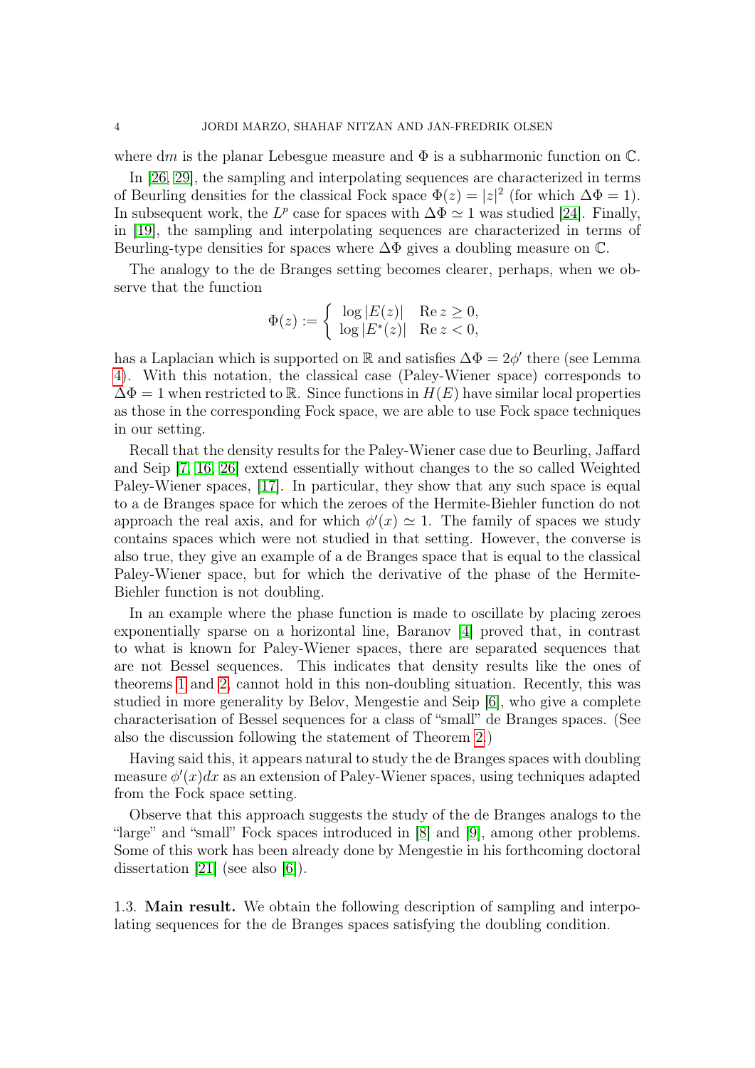where $dm$ is the planar Lebesgue measure and $\Phi$ is a subharmonic function on $\mathbb{C}$.

In [26, 29], the sampling and interpolating sequences are characterized in terms of Beurling densities for the classical Fock space $\Phi(z) = |z|^2$ (for which $\Delta\Phi = 1$). In subsequent work, the $L^p$ case for spaces with $\Delta\Phi \simeq 1$ was studied [24]. Finally, in [19], the sampling and interpolating sequences are characterized in terms of Beurling-type densities for spaces where $\Delta\Phi$ gives a doubling measure on $\mathbb{C}$.

The analogy to the de Branges setting becomes clearer, perhaps, when we observe that the function

$$\Phi(z) := \begin{cases} \log |E(z)| & \operatorname{Re} z \geq 0, \\ \log |E^*(z)| & \operatorname{Re} z < 0, \end{cases}$$

has a Laplacian which is supported on $\mathbb{R}$ and satisfies $\Delta\Phi = 2\phi'$ there (see Lemma 4). With this notation, the classical case (Paley-Wiener space) corresponds to $\Delta\Phi = 1$ when restricted to $\mathbb{R}$. Since functions in $H(E)$ have similar local properties as those in the corresponding Fock space, we are able to use Fock space techniques in our setting.

Recall that the density results for the Paley-Wiener case due to Beurling, Jaffard and Seip [7, 16, 26] extend essentially without changes to the so called Weighted Paley-Wiener spaces, [17]. In particular, they show that any such space is equal to a de Branges space for which the zeroes of the Hermite-Biehler function do not approach the real axis, and for which $\phi'(x) \simeq 1$. The family of spaces we study contains spaces which were not studied in that setting. However, the converse is also true, they give an example of a de Branges space that is equal to the classical Paley-Wiener space, but for which the derivative of the phase of the Hermite-Biehler function is not doubling.

In an example where the phase function is made to oscillate by placing zeroes exponentially sparse on a horizontal line, Baranov [4] proved that, in contrast to what is known for Paley-Wiener spaces, there are separated sequences that are not Bessel sequences. This indicates that density results like the ones of theorems 1 and 2, cannot hold in this non-doubling situation. Recently, this was studied in more generality by Belov, Mengestie and Seip [6], who give a complete characterisation of Bessel sequences for a class of "small" de Branges spaces. (See also the discussion following the statement of Theorem 2.)

Having said this, it appears natural to study the de Branges spaces with doubling measure $\phi'(x)dx$ as an extension of Paley-Wiener spaces, using techniques adapted from the Fock space setting.

Observe that this approach suggests the study of the de Branges analogs to the "large" and "small" Fock spaces introduced in [8] and [9], among other problems. Some of this work has been already done by Mengestie in his forthcoming doctoral dissertation [21] (see also [6]).

1.3. **Main result.** We obtain the following description of sampling and interpolating sequences for the de Branges spaces satisfying the doubling condition.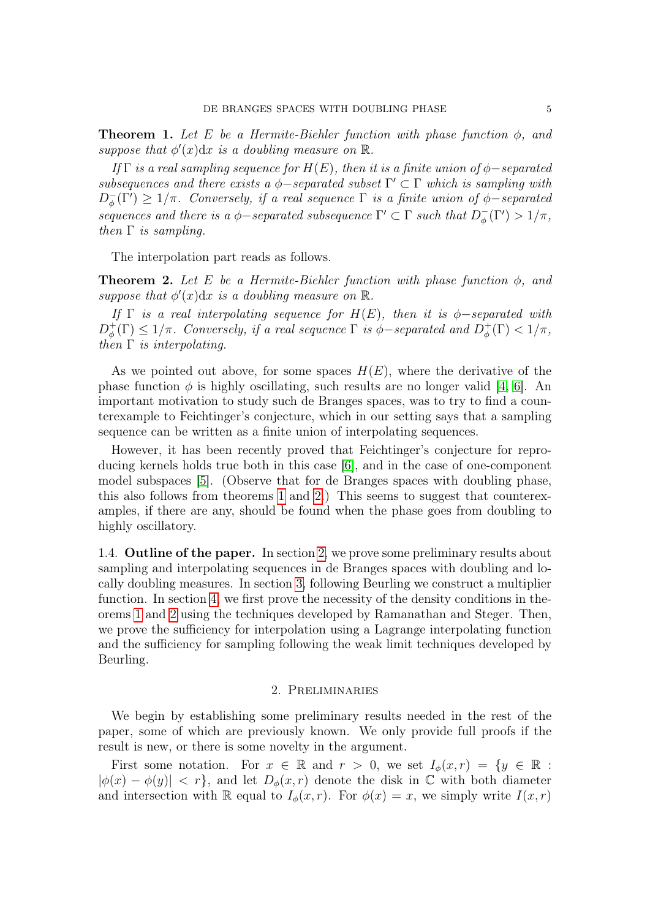**Theorem 1.** *Let $E$ be a Hermite-Biehler function with phase function $\phi$, and suppose that $\phi'(x)\mathrm{d}x$ is a doubling measure on $\mathbb{R}$.*

*If $\Gamma$ is a real sampling sequence for $H(E)$, then it is a finite union of $\phi-$separated subsequences and there exists a $\phi-$separated subset $\Gamma' \subset \Gamma$ which is sampling with $D_\phi^-(\Gamma') \geq 1/\pi$. Conversely, if a real sequence $\Gamma$ is a finite union of $\phi-$separated sequences and there is a $\phi-$separated subsequence $\Gamma' \subset \Gamma$ such that $D_\phi^-(\Gamma') > 1/\pi$, then $\Gamma$ is sampling.*

The interpolation part reads as follows.

**Theorem 2.** *Let $E$ be a Hermite-Biehler function with phase function $\phi$, and suppose that $\phi'(x)\mathrm{d}x$ is a doubling measure on $\mathbb{R}$.*

*If $\Gamma$ is a real interpolating sequence for $H(E)$, then it is $\phi-$separated with $D_\phi^+(\Gamma) \leq 1/\pi$. Conversely, if a real sequence $\Gamma$ is $\phi-$separated and $D_\phi^+(\Gamma) < 1/\pi$, then $\Gamma$ is interpolating.*

As we pointed out above, for some spaces $H(E)$, where the derivative of the phase function $\phi$ is highly oscillating, such results are no longer valid [4, 6]. An important motivation to study such de Branges spaces, was to try to find a counterexample to Feichtinger's conjecture, which in our setting says that a sampling sequence can be written as a finite union of interpolating sequences.

However, it has been recently proved that Feichtinger's conjecture for reproducing kernels holds true both in this case [6], and in the case of one-component model subspaces [5]. (Observe that for de Branges spaces with doubling phase, this also follows from theorems 1 and 2.) This seems to suggest that counterexamples, if there are any, should be found when the phase goes from doubling to highly oscillatory.

1.4. **Outline of the paper.** In section 2, we prove some preliminary results about sampling and interpolating sequences in de Branges spaces with doubling and locally doubling measures. In section 3, following Beurling we construct a multiplier function. In section 4, we first prove the necessity of the density conditions in theorems 1 and 2 using the techniques developed by Ramanathan and Steger. Then, we prove the sufficiency for interpolation using a Lagrange interpolating function and the sufficiency for sampling following the weak limit techniques developed by Beurling.

## 2. Preliminaries

We begin by establishing some preliminary results needed in the rest of the paper, some of which are previously known. We only provide full proofs if the result is new, or there is some novelty in the argument.

First some notation. For $x \in \mathbb{R}$ and $r > 0$, we set $I_\phi(x, r) = \{y \in \mathbb{R} : |\phi(x) - \phi(y)| < r\}$, and let $D_\phi(x, r)$ denote the disk in $\mathbb{C}$ with both diameter and intersection with $\mathbb{R}$ equal to $I_\phi(x, r)$. For $\phi(x) = x$, we simply write $I(x, r)$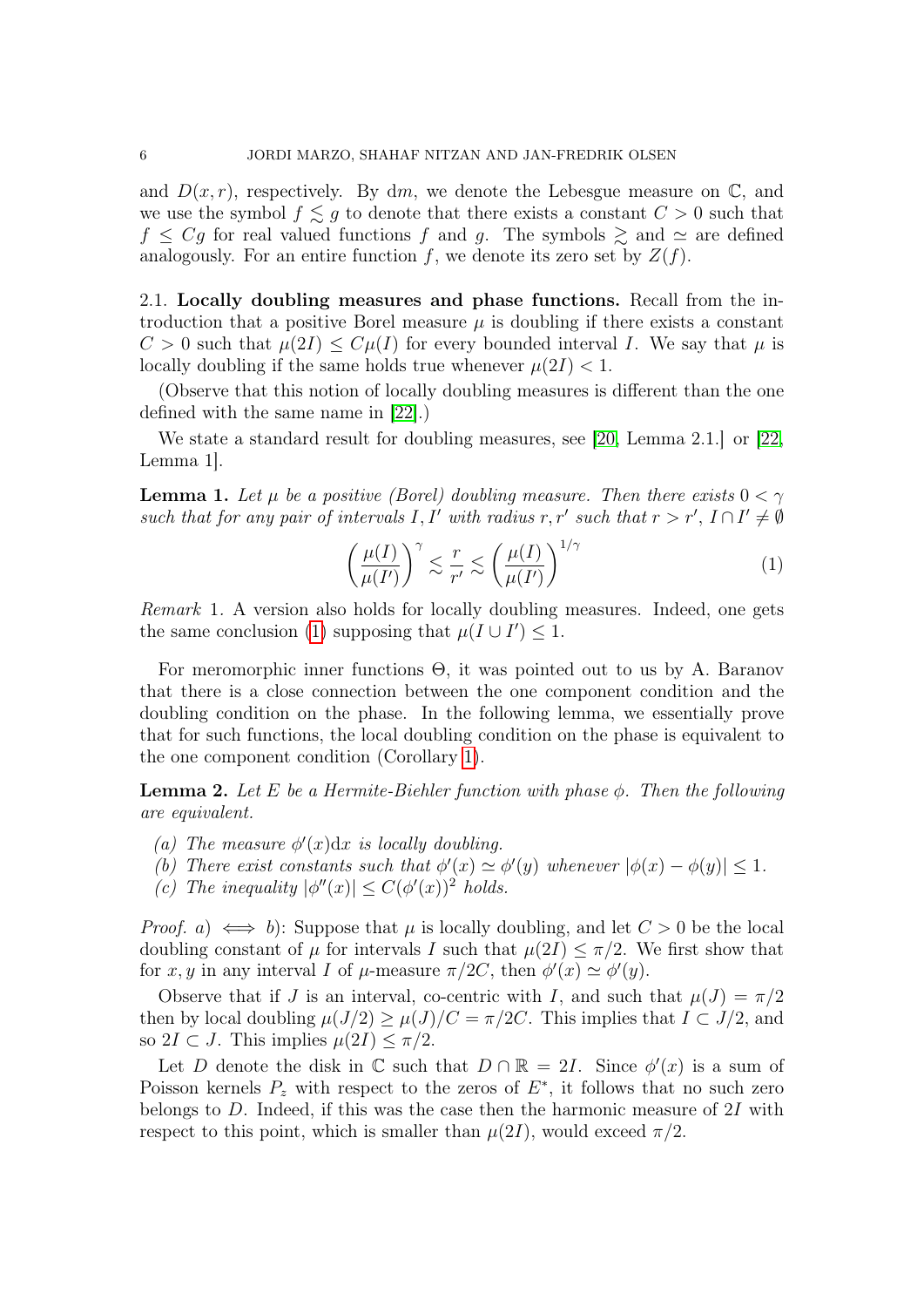and $D(x,r)$, respectively. By $\mathrm{d}m$, we denote the Lebesgue measure on $\mathbb{C}$, and we use the symbol $f \lesssim g$ to denote that there exists a constant $C>0$ such that $f \le Cg$ for real valued functions $f$ and $g$. The symbols $\gtrsim$ and $\simeq$ are defined analogously. For an entire function $f$, we denote its zero set by $Z(f)$.

### 2.1. Locally doubling measures and phase functions.

Recall from the introduction that a positive Borel measure $\mu$ is doubling if there exists a constant $C>0$ such that $\mu(2I) \le C\mu(I)$ for every bounded interval $I$. We say that $\mu$ is locally doubling if the same holds true whenever $\mu(2I) < 1$.

(Observe that this notion of locally doubling measures is different than the one defined with the same name in [22].)

We state a standard result for doubling measures, see [20, Lemma 2.1.] or [22, Lemma 1].

**Lemma 1.** *Let $\mu$ be a positive (Borel) doubling measure. Then there exists $0<\gamma$ such that for any pair of intervals $I, I'$ with radius $r, r'$ such that $r > r'$, $I \cap I' \neq \emptyset$*

$$\left(\frac{\mu(I)}{\mu(I')}\right)^{\gamma} \lesssim \frac{r}{r'} \lesssim \left(\frac{\mu(I)}{\mu(I')}\right)^{1/\gamma} \tag{1}$$

*Remark* 1. A version also holds for locally doubling measures. Indeed, one gets the same conclusion (1) supposing that $\mu(I \cup I') \le 1$.

For meromorphic inner functions $\Theta$, it was pointed out to us by A. Baranov that there is a close connection between the one component condition and the doubling condition on the phase. In the following lemma, we essentially prove that for such functions, the local doubling condition on the phase is equivalent to the one component condition (Corollary 1).

**Lemma 2.** *Let $E$ be a Hermite-Biehler function with phase $\phi$. Then the following are equivalent.*

- *(a) The measure $\phi'(x)\mathrm{d}x$ is locally doubling.*
- *(b) There exist constants such that $\phi'(x) \simeq \phi'(y)$ whenever $|\phi(x)-\phi(y)| \le 1$.*
- *(c) The inequality $|\phi''(x)| \le C(\phi'(x))^2$ holds.*

*Proof.* *a)* $\iff$ *b)*: Suppose that $\mu$ is locally doubling, and let $C>0$ be the local doubling constant of $\mu$ for intervals $I$ such that $\mu(2I) \le \pi/2$. We first show that for $x, y$ in any interval $I$ of $\mu$-measure $\pi/2C$, then $\phi'(x) \simeq \phi'(y)$.

Observe that if $J$ is an interval, co-centric with $I$, and such that $\mu(J) = \pi/2$ then by local doubling $\mu(J/2) \ge \mu(J)/C = \pi/2C$. This implies that $I \subset J/2$, and so $2I \subset J$. This implies $\mu(2I) \le \pi/2$.

Let $D$ denote the disk in $\mathbb{C}$ such that $D \cap \mathbb{R} = 2I$. Since $\phi'(x)$ is a sum of Poisson kernels $P_z$ with respect to the zeros of $E^*$, it follows that no such zero belongs to $D$. Indeed, if this was the case then the harmonic measure of $2I$ with respect to this point, which is smaller than $\mu(2I)$, would exceed $\pi/2$.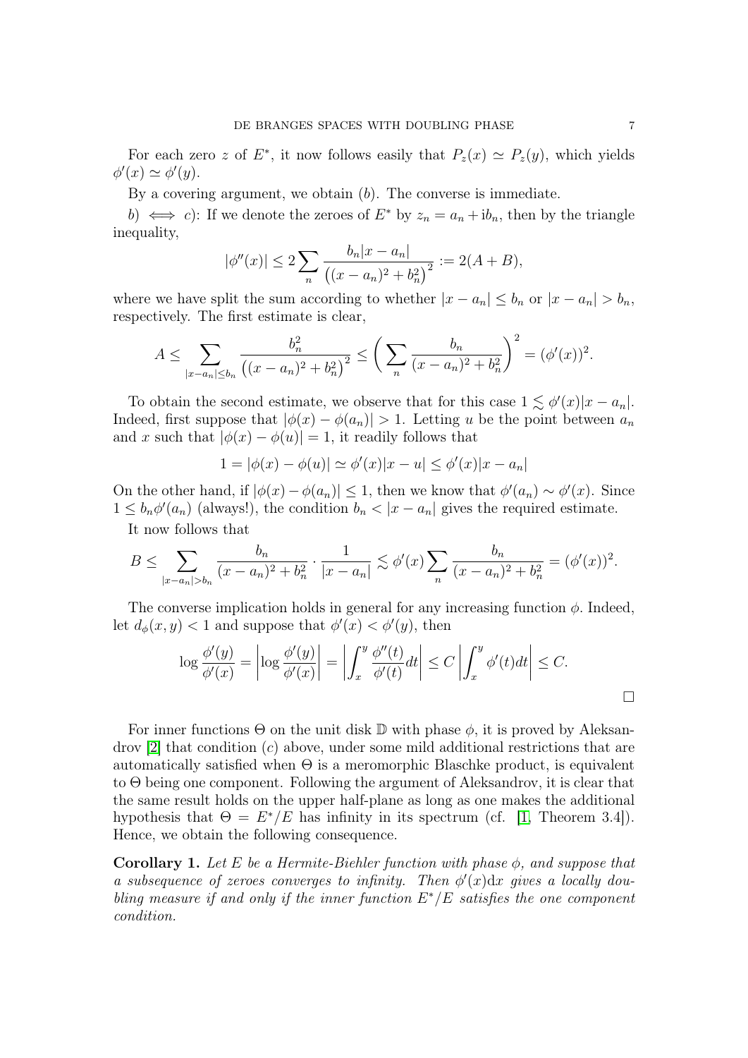For each zero $z$ of $E^*$, it now follows easily that $P_z(x) \simeq P_z(y)$, which yields $\phi'(x) \simeq \phi'(y)$.

By a covering argument, we obtain $(b)$. The converse is immediate.

$b) \iff c)$: If we denote the zeroes of $E^*$ by $z_n = a_n + \mathrm{i}b_n$, then by the triangle inequality,

$$|\phi''(x)| \le 2 \sum_n \frac{b_n |x - a_n|}{\left((x-a_n)^2 + b_n^2\right)^2} := 2(A + B),$$

where we have split the sum according to whether $|x - a_n| \le b_n$ or $|x - a_n| > b_n$, respectively. The first estimate is clear,

$$A \le \sum_{|x-a_n| \le b_n} \frac{b_n^2}{\left((x-a_n)^2 + b_n^2\right)^2} \le \left( \sum_n \frac{b_n}{(x-a_n)^2 + b_n^2} \right)^2 = (\phi'(x))^2.$$

To obtain the second estimate, we observe that for this case $1 \lesssim \phi'(x)|x - a_n|$. Indeed, first suppose that $|\phi(x) - \phi(a_n)| > 1$. Letting $u$ be the point between $a_n$ and $x$ such that $|\phi(x) - \phi(u)| = 1$, it readily follows that

$$1 = |\phi(x) - \phi(u)| \simeq \phi'(x)|x - u| \le \phi'(x)|x - a_n|$$

On the other hand, if $|\phi(x) - \phi(a_n)| \le 1$, then we know that $\phi'(a_n) \sim \phi'(x)$. Since $1 \le b_n \phi'(a_n)$ (always!), the condition $b_n < |x - a_n|$ gives the required estimate.

It now follows that

$$B \le \sum_{|x-a_n| > b_n} \frac{b_n}{(x-a_n)^2 + b_n^2} \cdot \frac{1}{|x - a_n|} \lesssim \phi'(x) \sum_n \frac{b_n}{(x-a_n)^2 + b_n^2} = (\phi'(x))^2.$$

The converse implication holds in general for any increasing function $\phi$. Indeed, let $d_\phi(x, y) < 1$ and suppose that $\phi'(x) < \phi'(y)$, then

$$\log \frac{\phi'(y)}{\phi'(x)} = \left| \log \frac{\phi'(y)}{\phi'(x)} \right| = \left| \int_x^y \frac{\phi''(t)}{\phi'(t)} dt \right| \le C \left| \int_x^y \phi'(t) dt \right| \le C.$$

□

For inner functions $\Theta$ on the unit disk $\mathbb{D}$ with phase $\phi$, it is proved by Aleksandrov [2] that condition $(c)$ above, under some mild additional restrictions that are automatically satisfied when $\Theta$ is a meromorphic Blaschke product, is equivalent to $\Theta$ being one component. Following the argument of Aleksandrov, it is clear that the same result holds on the upper half-plane as long as one makes the additional hypothesis that $\Theta = E^*/E$ has infinity in its spectrum (cf. [1, Theorem 3.4]). Hence, we obtain the following consequence.

**Corollary 1.** *Let $E$ be a Hermite-Biehler function with phase $\phi$, and suppose that a subsequence of zeroes converges to infinity. Then $\phi'(x)\mathrm{d}x$ gives a locally doubling measure if and only if the inner function $E^*/E$ satisfies the one component condition.*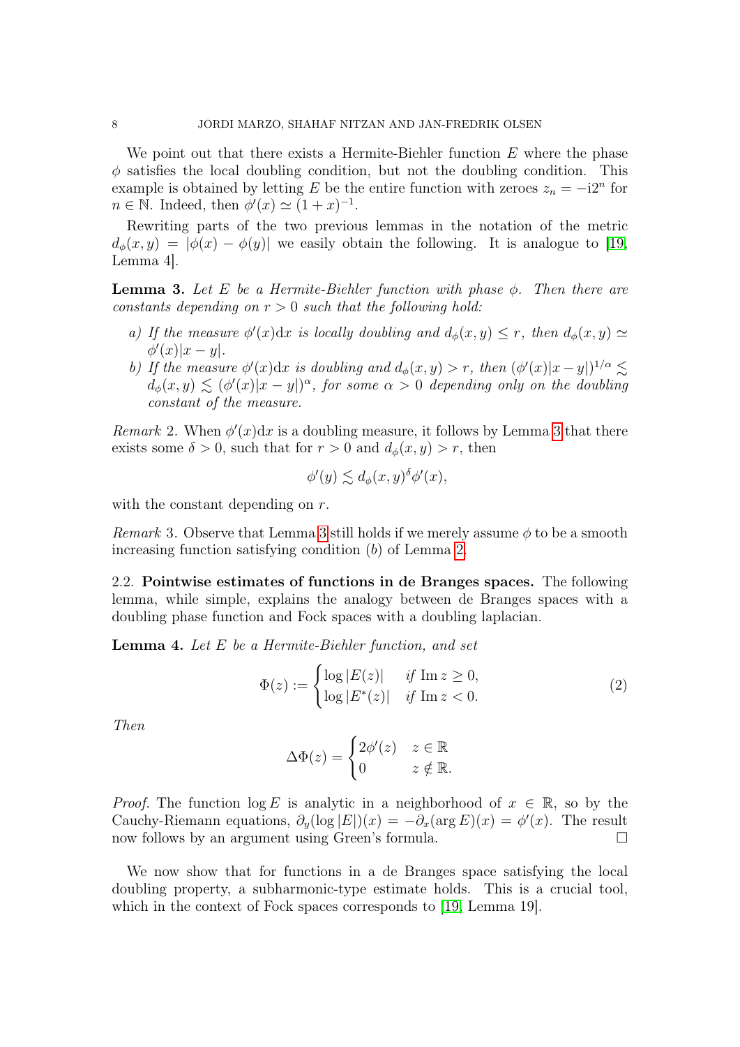We point out that there exists a Hermite-Biehler function $E$ where the phase $\phi$ satisfies the local doubling condition, but not the doubling condition. This example is obtained by letting $E$ be the entire function with zeroes $z_n = -\mathrm{i}2^n$ for $n \in \mathbb{N}$. Indeed, then $\phi'(x) \simeq (1+x)^{-1}$.

Rewriting parts of the two previous lemmas in the notation of the metric $d_\phi(x,y) = |\phi(x) - \phi(y)|$ we easily obtain the following. It is analogue to [19, Lemma 4].

**Lemma 3.** *Let $E$ be a Hermite-Biehler function with phase $\phi$. Then there are constants depending on $r > 0$ such that the following hold:*

*a) If the measure $\phi'(x)\mathrm{d}x$ is locally doubling and $d_\phi(x,y) \le r$, then $d_\phi(x,y) \simeq \phi'(x)|x-y|$.*

*b) If the measure $\phi'(x)\mathrm{d}x$ is doubling and $d_\phi(x,y) > r$, then $(\phi'(x)|x-y|)^{1/\alpha} \lesssim d_\phi(x,y) \lesssim (\phi'(x)|x-y|)^\alpha$, for some $\alpha > 0$ depending only on the doubling constant of the measure.*

*Remark* 2. When $\phi'(x)\mathrm{d}x$ is a doubling measure, it follows by Lemma 3 that there exists some $\delta > 0$, such that for $r > 0$ and $d_\phi(x,y) > r$, then

$$\phi'(y) \lesssim d_\phi(x,y)^\delta \phi'(x),$$

with the constant depending on $r$.

*Remark* 3. Observe that Lemma 3 still holds if we merely assume $\phi$ to be a smooth increasing function satisfying condition $(b)$ of Lemma 2.

**2.2. Pointwise estimates of functions in de Branges spaces.** The following lemma, while simple, explains the analogy between de Branges spaces with a doubling phase function and Fock spaces with a doubling laplacian.

**Lemma 4.** *Let $E$ be a Hermite-Biehler function, and set*

$$\Phi(z) := \begin{cases} \log|E(z)| & \text{if } \operatorname{Im} z \ge 0, \\ \log|E^*(z)| & \text{if } \operatorname{Im} z < 0. \end{cases} \tag{2}$$

*Then*

$$\Delta\Phi(z) = \begin{cases} 2\phi'(z) & z \in \mathbb{R} \\ 0 & z \notin \mathbb{R}. \end{cases}$$

*Proof.* The function $\log E$ is analytic in a neighborhood of $x \in \mathbb{R}$, so by the Cauchy-Riemann equations, $\partial_y(\log|E|)(x) = -\partial_x(\arg E)(x) = \phi'(x)$. The result now follows by an argument using Green's formula. $\square$

We now show that for functions in a de Branges space satisfying the local doubling property, a subharmonic-type estimate holds. This is a crucial tool, which in the context of Fock spaces corresponds to [19, Lemma 19].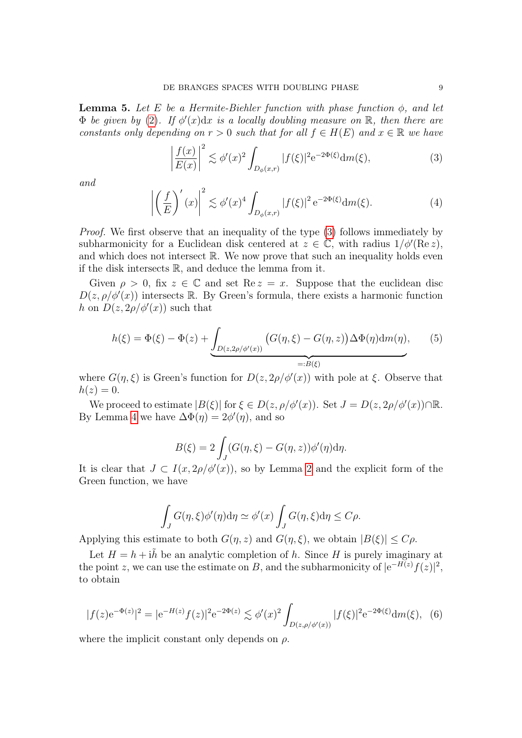**Lemma 5.** *Let $E$ be a Hermite-Biehler function with phase function $\phi$, and let $\Phi$ be given by (2). If $\phi'(x)\mathrm{d}x$ is a locally doubling measure on $\mathbb{R}$, then there are constants only depending on $r > 0$ such that for all $f \in H(E)$ and $x \in \mathbb{R}$ we have*

$$\left|\frac{f(x)}{E(x)}\right|^2 \lesssim \phi'(x)^2 \int_{D_\phi(x,r)} |f(\xi)|^2 \mathrm{e}^{-2\Phi(\xi)} \mathrm{d}m(\xi), \tag{3}$$

*and*

$$\left|\left(\frac{f}{E}\right)'(x)\right|^2 \lesssim \phi'(x)^4 \int_{D_\phi(x,r)} |f(\xi)|^2 \mathrm{e}^{-2\Phi(\xi)} \mathrm{d}m(\xi). \tag{4}$$

*Proof.* We first observe that an inequality of the type (3) follows immediately by subharmonicity for a Euclidean disk centered at $z \in \mathbb{C}$, with radius $1/\phi'(\operatorname{Re} z)$, and which does not intersect $\mathbb{R}$. We now prove that such an inequality holds even if the disk intersects $\mathbb{R}$, and deduce the lemma from it.

Given $\rho > 0$, fix $z \in \mathbb{C}$ and set $\operatorname{Re} z = x$. Suppose that the euclidean disc $D(z, \rho/\phi'(x))$ intersects $\mathbb{R}$. By Green's formula, there exists a harmonic function $h$ on $D(z, 2\rho/\phi'(x))$ such that

$$h(\xi) = \Phi(\xi) - \Phi(z) + \underbrace{\int_{D(z,2\rho/\phi'(x))} \big(G(\eta, \xi) - G(\eta, z)\big) \Delta\Phi(\eta) \mathrm{d}m(\eta)}_{=:B(\xi)}, \tag{5}$$

where $G(\eta, \xi)$ is Green's function for $D(z, 2\rho/\phi'(x))$ with pole at $\xi$. Observe that $h(z) = 0$.

We proceed to estimate $|B(\xi)|$ for $\xi \in D(z, \rho/\phi'(x))$. Set $J = D(z, 2\rho/\phi'(x)) \cap \mathbb{R}$. By Lemma 4 we have $\Delta\Phi(\eta) = 2\phi'(\eta)$, and so

$$B(\xi) = 2 \int_J (G(\eta, \xi) - G(\eta, z))\phi'(\eta) \mathrm{d}\eta.$$

It is clear that $J \subset I(x, 2\rho/\phi'(x))$, so by Lemma 2 and the explicit form of the Green function, we have

$$\int_J G(\eta, \xi)\phi'(\eta)\mathrm{d}\eta \simeq \phi'(x) \int_J G(\eta, \xi)\mathrm{d}\eta \leq C\rho.$$

Applying this estimate to both $G(\eta, z)$ and $G(\eta, \xi)$, we obtain $|B(\xi)| \leq C\rho$.

Let $H = h + \mathrm{i}\tilde{h}$ be an analytic completion of $h$. Since $H$ is purely imaginary at the point $z$, we can use the estimate on $B$, and the subharmonicity of $|\mathrm{e}^{-H(z)} f(z)|^2$, to obtain

$$|f(z)\mathrm{e}^{-\Phi(z)}|^2 = |\mathrm{e}^{-H(z)} f(z)|^2 \mathrm{e}^{-2\Phi(z)} \lesssim \phi'(x)^2 \int_{D(z,\rho/\phi'(x))} |f(\xi)|^2 \mathrm{e}^{-2\Phi(\xi)} \mathrm{d}m(\xi), \tag{6}$$

where the implicit constant only depends on $\rho$.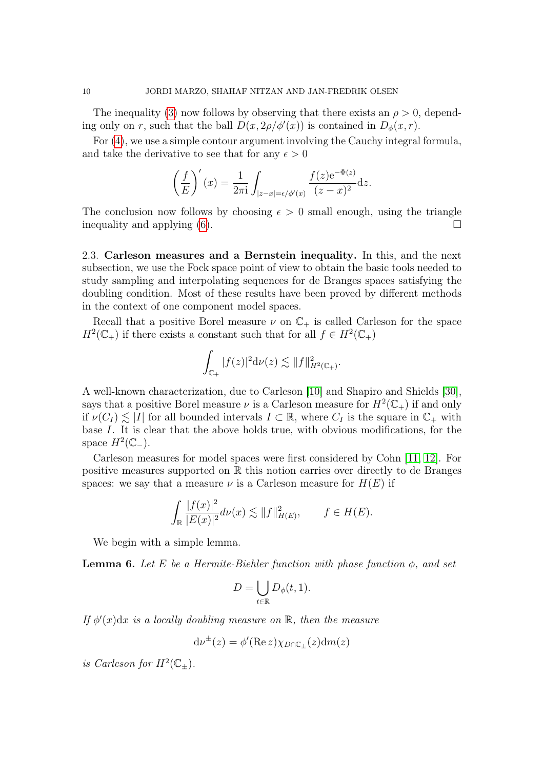The inequality (3) now follows by observing that there exists an $\rho > 0$, depending only on $r$, such that the ball $D(x, 2\rho/\phi'(x))$ is contained in $D_\phi(x, r)$.

For (4), we use a simple contour argument involving the Cauchy integral formula, and take the derivative to see that for any $\epsilon > 0$

$$\left(\frac{f}{E}\right)'(x) = \frac{1}{2\pi \mathrm{i}} \int_{|z-x|=\epsilon/\phi'(x)} \frac{f(z)\mathrm{e}^{-\Phi(z)}}{(z-x)^2} \mathrm{d}z.$$

The conclusion now follows by choosing $\epsilon > 0$ small enough, using the triangle inequality and applying (6). $\square$

2.3. **Carleson measures and a Bernstein inequality.** In this, and the next subsection, we use the Fock space point of view to obtain the basic tools needed to study sampling and interpolating sequences for de Branges spaces satisfying the doubling condition. Most of these results have been proved by different methods in the context of one component model spaces.

Recall that a positive Borel measure $\nu$ on $\mathbb{C}_+$ is called Carleson for the space $H^2(\mathbb{C}_+)$ if there exists a constant such that for all $f \in H^2(\mathbb{C}_+)$

$$\int_{\mathbb{C}_+} |f(z)|^2 \mathrm{d}\nu(z) \lesssim \|f\|^2_{H^2(\mathbb{C}_+)}.$$

A well-known characterization, due to Carleson [10] and Shapiro and Shields [30], says that a positive Borel measure $\nu$ is a Carleson measure for $H^2(\mathbb{C}_+)$ if and only if $\nu(C_I) \lesssim |I|$ for all bounded intervals $I \subset \mathbb{R}$, where $C_I$ is the square in $\mathbb{C}_+$ with base $I$. It is clear that the above holds true, with obvious modifications, for the space $H^2(\mathbb{C}_-)$.

Carleson measures for model spaces were first considered by Cohn [11, 12]. For positive measures supported on $\mathbb{R}$ this notion carries over directly to de Branges spaces: we say that a measure $\nu$ is a Carleson measure for $H(E)$ if

$$\int_{\mathbb{R}} \frac{|f(x)|^2}{|E(x)|^2} d\nu(x) \lesssim \|f\|^2_{H(E)}, \qquad f \in H(E).$$

We begin with a simple lemma.

**Lemma 6.** *Let $E$ be a Hermite-Biehler function with phase function $\phi$, and set*

$$D = \bigcup_{t \in \mathbb{R}} D_\phi(t, 1).$$

*If $\phi'(x)\mathrm{d}x$ is a locally doubling measure on $\mathbb{R}$, then the measure*

$$\mathrm{d}\nu^{\pm}(z) = \phi'(\operatorname{Re} z)\chi_{D \cap \mathbb{C}_\pm}(z)\mathrm{d}m(z)$$

*is Carleson for $H^2(\mathbb{C}_\pm)$.*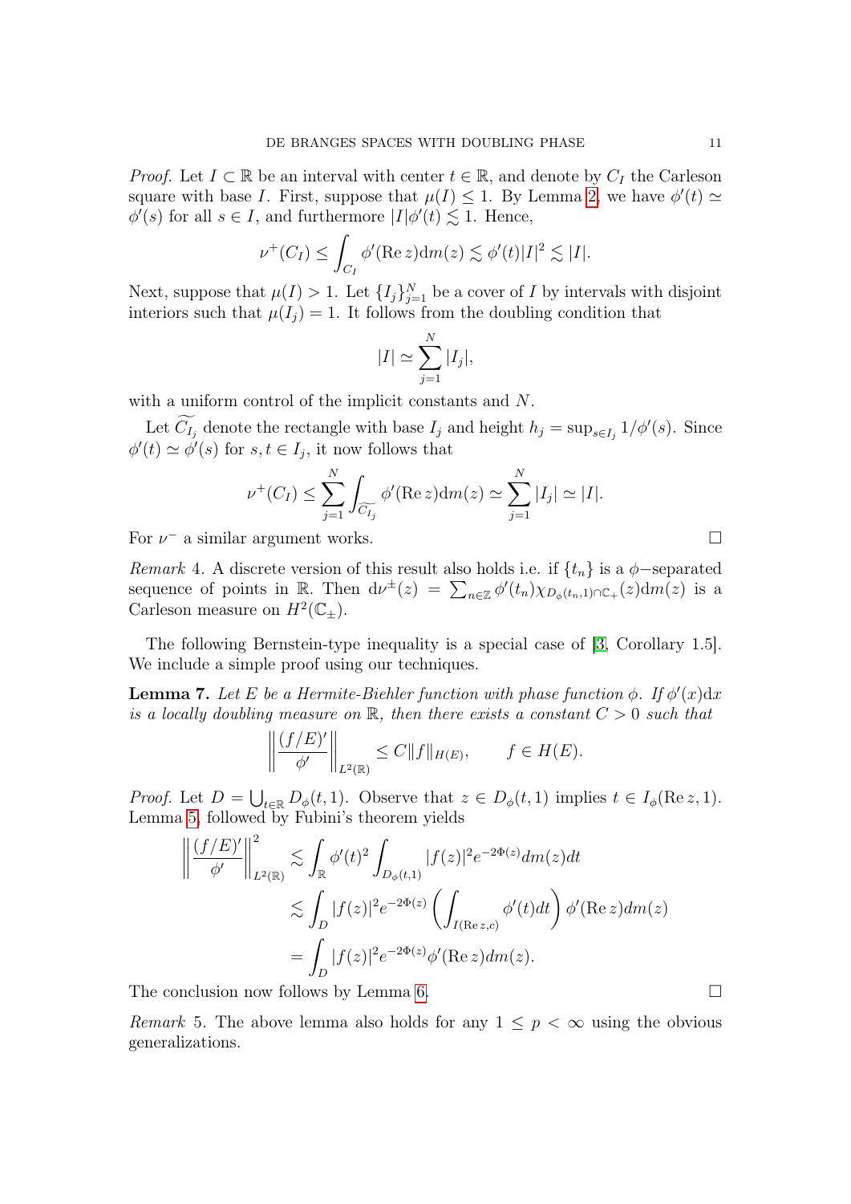*Proof.* Let $I \subset \mathbb{R}$ be an interval with center $t \in \mathbb{R}$, and denote by $C_I$ the Carleson square with base $I$. First, suppose that $\mu(I) \le 1$. By Lemma 2, we have $\phi'(t) \simeq \phi'(s)$ for all $s \in I$, and furthermore $|I|\phi'(t) \lesssim 1$. Hence,

$$\nu^+(C_I) \le \int_{C_I} \phi'(\operatorname{Re} z) \mathrm{d}m(z) \lesssim \phi'(t)|I|^2 \lesssim |I|.$$

Next, suppose that $\mu(I) > 1$. Let $\{I_j\}_{j=1}^N$ be a cover of $I$ by intervals with disjoint interiors such that $\mu(I_j) = 1$. It follows from the doubling condition that

$$|I| \simeq \sum_{j=1}^{N} |I_j|,$$

with a uniform control of the implicit constants and $N$.

Let $\widetilde{C_{I_j}}$ denote the rectangle with base $I_j$ and height $h_j = \sup_{s \in I_j} 1/\phi'(s)$. Since $\phi'(t) \simeq \phi'(s)$ for $s, t \in I_j$, it now follows that

$$\nu^+(C_I) \le \sum_{j=1}^{N} \int_{\widetilde{C_{I_j}}} \phi'(\operatorname{Re} z) \mathrm{d}m(z) \simeq \sum_{j=1}^{N} |I_j| \simeq |I|.$$

For $\nu^-$ a similar argument works. □

*Remark* 4. A discrete version of this result also holds i.e. if $\{t_n\}$ is a $\phi-$separated sequence of points in $\mathbb{R}$. Then $\mathrm{d}\nu^{\pm}(z) = \sum_{n \in \mathbb{Z}} \phi'(t_n)\chi_{D_\phi(t_n,1)\cap \mathbb{C}_+}(z)\mathrm{d}m(z)$ is a Carleson measure on $H^2(\mathbb{C}_\pm)$.

The following Bernstein-type inequality is a special case of [3, Corollary 1.5]. We include a simple proof using our techniques.

**Lemma 7.** *Let $E$ be a Hermite-Biehler function with phase function $\phi$. If $\phi'(x)\mathrm{d}x$ is a locally doubling measure on $\mathbb{R}$, then there exists a constant $C > 0$ such that*

$$\left\| \frac{(f/E)'}{\phi'} \right\|_{L^2(\mathbb{R})} \le C\|f\|_{H(E)}, \qquad f \in H(E).$$

*Proof.* Let $D = \bigcup_{t \in \mathbb{R}} D_\phi(t, 1)$. Observe that $z \in D_\phi(t, 1)$ implies $t \in I_\phi(\operatorname{Re} z, 1)$. Lemma 5, followed by Fubini's theorem yields

$$\begin{aligned}
\left\| \frac{(f/E)'}{\phi'} \right\|_{L^2(\mathbb{R})}^2 &\lesssim \int_{\mathbb{R}} \phi'(t)^2 \int_{D_\phi(t,1)} |f(z)|^2 e^{-2\Phi(z)} dm(z) dt \\
&\lesssim \int_D |f(z)|^2 e^{-2\Phi(z)} \left( \int_{I(\operatorname{Re} z, c)} \phi'(t) dt \right) \phi'(\operatorname{Re} z) dm(z) \\
&= \int_D |f(z)|^2 e^{-2\Phi(z)} \phi'(\operatorname{Re} z) dm(z).
\end{aligned}$$

The conclusion now follows by Lemma 6. □

*Remark* 5. The above lemma also holds for any $1 \le p < \infty$ using the obvious generalizations.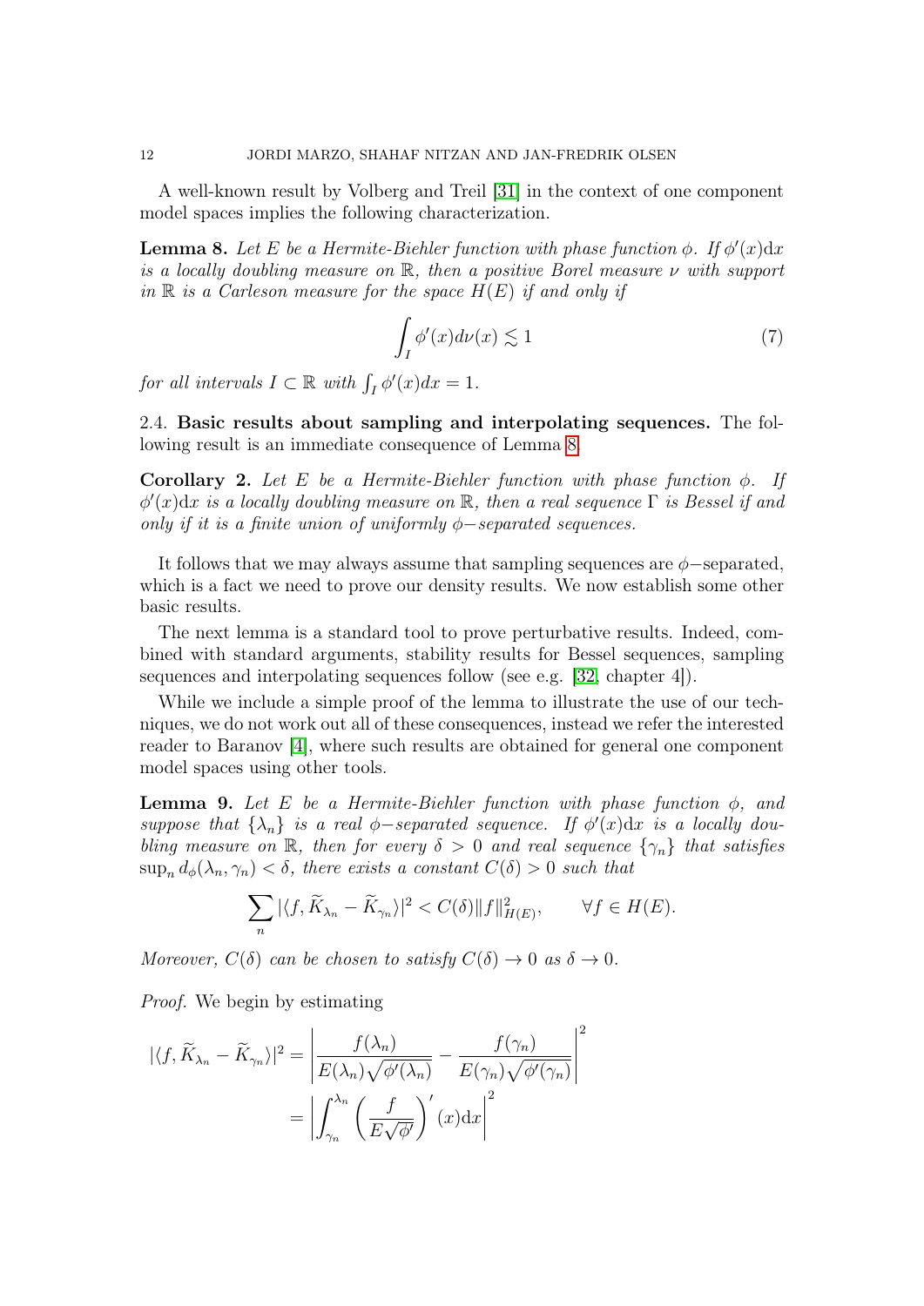A well-known result by Volberg and Treil [31] in the context of one component model spaces implies the following characterization.

**Lemma 8.** *Let $E$ be a Hermite-Biehler function with phase function $\phi$. If $\phi'(x)\mathrm{d}x$ is a locally doubling measure on $\mathbb{R}$, then a positive Borel measure $\nu$ with support in $\mathbb{R}$ is a Carleson measure for the space $H(E)$ if and only if*

$$\int_I \phi'(x) d\nu(x) \lesssim 1 \tag{7}$$

*for all intervals $I \subset \mathbb{R}$ with $\int_I \phi'(x)dx = 1$.*

### 2.4. Basic results about sampling and interpolating sequences.

The following result is an immediate consequence of Lemma 8.

**Corollary 2.** *Let $E$ be a Hermite-Biehler function with phase function $\phi$. If $\phi'(x)\mathrm{d}x$ is a locally doubling measure on $\mathbb{R}$, then a real sequence $\Gamma$ is Bessel if and only if it is a finite union of uniformly $\phi$−separated sequences.*

It follows that we may always assume that sampling sequences are $\phi$−separated, which is a fact we need to prove our density results. We now establish some other basic results.

The next lemma is a standard tool to prove perturbative results. Indeed, combined with standard arguments, stability results for Bessel sequences, sampling sequences and interpolating sequences follow (see e.g. [32, chapter 4]).

While we include a simple proof of the lemma to illustrate the use of our techniques, we do not work out all of these consequences, instead we refer the interested reader to Baranov [4], where such results are obtained for general one component model spaces using other tools.

**Lemma 9.** *Let $E$ be a Hermite-Biehler function with phase function $\phi$, and suppose that $\{\lambda_n\}$ is a real $\phi$−separated sequence. If $\phi'(x)\mathrm{d}x$ is a locally doubling measure on $\mathbb{R}$, then for every $\delta > 0$ and real sequence $\{\gamma_n\}$ that satisfies $\sup_n d_\phi(\lambda_n, \gamma_n) < \delta$, there exists a constant $C(\delta) > 0$ such that*

$$\sum_n |\langle f, \widetilde{K}_{\lambda_n} - \widetilde{K}_{\gamma_n}\rangle|^2 < C(\delta)\|f\|^2_{H(E)}, \qquad \forall f \in H(E).$$

*Moreover, $C(\delta)$ can be chosen to satisfy $C(\delta) \to 0$ as $\delta \to 0$.*

*Proof.* We begin by estimating

$$\begin{aligned}
|\langle f, \widetilde{K}_{\lambda_n} - \widetilde{K}_{\gamma_n}\rangle|^2 &= \left| \frac{f(\lambda_n)}{E(\lambda_n)\sqrt{\phi'(\lambda_n)}} - \frac{f(\gamma_n)}{E(\gamma_n)\sqrt{\phi'(\gamma_n)}} \right|^2 \\
&= \left| \int_{\gamma_n}^{\lambda_n} \left( \frac{f}{E\sqrt{\phi'}} \right)'(x)\mathrm{d}x \right|^2
\end{aligned}$$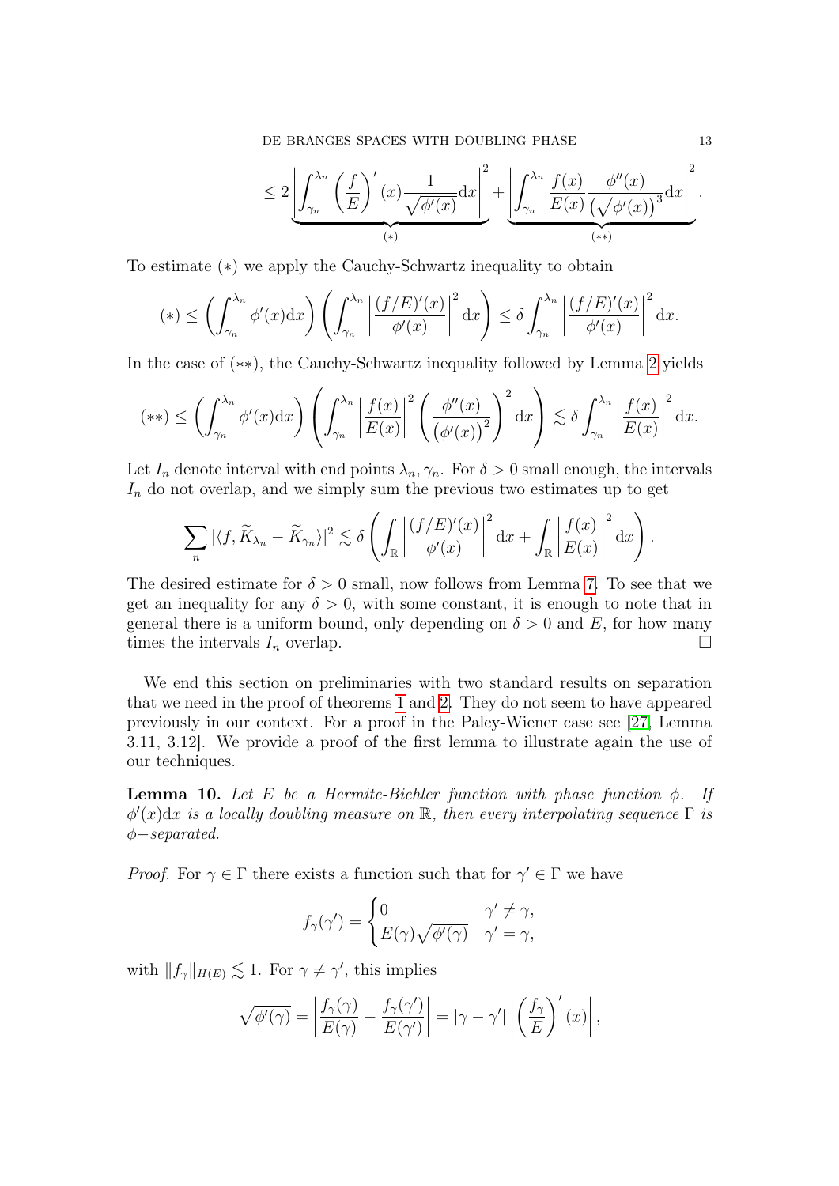$$\leq 2 \underbrace{\left| \int_{\gamma_n}^{\lambda_n} \left( \frac{f}{E} \right)' (x) \frac{1}{\sqrt{\phi'(x)}} \mathrm{d}x \right|^2}_{(*)} + \underbrace{\left| \int_{\gamma_n}^{\lambda_n} \frac{f(x)}{E(x)} \frac{\phi''(x)}{\left(\sqrt{\phi'(x)}\right)^3} \mathrm{d}x \right|^2}_{(**)}.$$

To estimate $(*)$ we apply the Cauchy-Schwartz inequality to obtain

$$(*) \leq \left( \int_{\gamma_n}^{\lambda_n} \phi'(x) \mathrm{d}x \right) \left( \int_{\gamma_n}^{\lambda_n} \left| \frac{(f/E)'(x)}{\phi'(x)} \right|^2 \mathrm{d}x \right) \leq \delta \int_{\gamma_n}^{\lambda_n} \left| \frac{(f/E)'(x)}{\phi'(x)} \right|^2 \mathrm{d}x.$$

In the case of $(**)$, the Cauchy-Schwartz inequality followed by Lemma 2 yields

$$(**) \leq \left( \int_{\gamma_n}^{\lambda_n} \phi'(x) \mathrm{d}x \right) \left( \int_{\gamma_n}^{\lambda_n} \left| \frac{f(x)}{E(x)} \right|^2 \left( \frac{\phi''(x)}{\left(\phi'(x)\right)^2} \right)^2 \mathrm{d}x \right) \lesssim \delta \int_{\gamma_n}^{\lambda_n} \left| \frac{f(x)}{E(x)} \right|^2 \mathrm{d}x.$$

Let $I_n$ denote interval with end points $\lambda_n, \gamma_n$. For $\delta > 0$ small enough, the intervals $I_n$ do not overlap, and we simply sum the previous two estimates up to get

$$\sum_n |\langle f, \widetilde{K}_{\lambda_n} - \widetilde{K}_{\gamma_n} \rangle|^2 \lesssim \delta \left( \int_{\mathbb{R}} \left| \frac{(f/E)'(x)}{\phi'(x)} \right|^2 \mathrm{d}x + \int_{\mathbb{R}} \left| \frac{f(x)}{E(x)} \right|^2 \mathrm{d}x \right).$$

The desired estimate for $\delta > 0$ small, now follows from Lemma 7. To see that we get an inequality for any $\delta > 0$, with some constant, it is enough to note that in general there is a uniform bound, only depending on $\delta > 0$ and $E$, for how many times the intervals $I_n$ overlap. $\square$

We end this section on preliminaries with two standard results on separation that we need in the proof of theorems 1 and 2. They do not seem to have appeared previously in our context. For a proof in the Paley-Wiener case see [27, Lemma 3.11, 3.12]. We provide a proof of the first lemma to illustrate again the use of our techniques.

**Lemma 10.** *Let $E$ be a Hermite-Biehler function with phase function $\phi$. If $\phi'(x)\mathrm{d}x$ is a locally doubling measure on $\mathbb{R}$, then every interpolating sequence $\Gamma$ is $\phi-$separated.*

*Proof.* For $\gamma \in \Gamma$ there exists a function such that for $\gamma' \in \Gamma$ we have

$$f_\gamma(\gamma') = \begin{cases} 0 & \gamma' \neq \gamma, \\ E(\gamma)\sqrt{\phi'(\gamma)} & \gamma' = \gamma, \end{cases}$$

with $\|f_\gamma\|_{H(E)} \lesssim 1$. For $\gamma \neq \gamma'$, this implies

$$\sqrt{\phi'(\gamma)} = \left| \frac{f_\gamma(\gamma)}{E(\gamma)} - \frac{f_\gamma(\gamma')}{E(\gamma')} \right| = |\gamma - \gamma'| \left| \left( \frac{f_\gamma}{E} \right)' (x) \right|,$$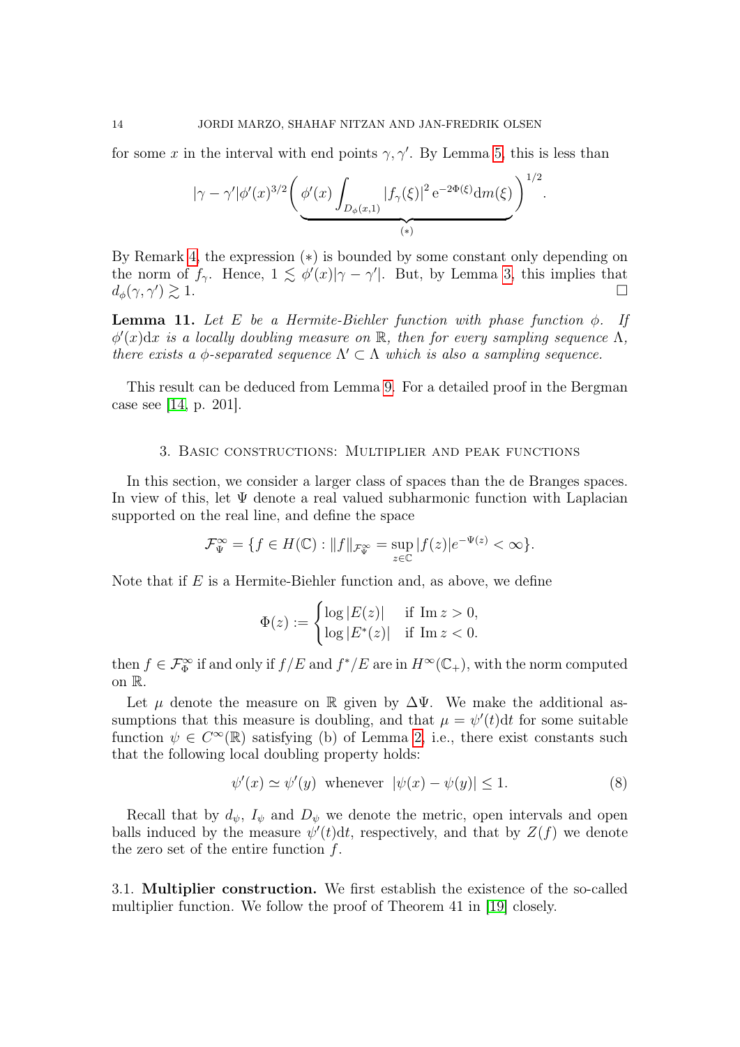for some $x$ in the interval with end points $\gamma, \gamma'$. By Lemma 5, this is less than

$$|\gamma - \gamma'|\phi'(x)^{3/2}\Bigg(\underbrace{\phi'(x)\int_{D_\phi(x,1)} |f_\gamma(\xi)|^2 \, \mathrm{e}^{-2\Phi(\xi)} \mathrm{d}m(\xi)}_{(*)}\Bigg)^{1/2}.$$

By Remark 4, the expression $(*)$ is bounded by some constant only depending on the norm of $f_\gamma$. Hence, $1 \lesssim \phi'(x)|\gamma - \gamma'|$. But, by Lemma 3, this implies that $d_\phi(\gamma, \gamma') \gtrsim 1$. □

**Lemma 11.** *Let $E$ be a Hermite-Biehler function with phase function $\phi$. If $\phi'(x)\mathrm{d}x$ is a locally doubling measure on $\mathbb{R}$, then for every sampling sequence $\Lambda$, there exists a $\phi$-separated sequence $\Lambda' \subset \Lambda$ which is also a sampling sequence.*

This result can be deduced from Lemma 9. For a detailed proof in the Bergman case see [14, p. 201].

## 3. Basic constructions: Multiplier and peak functions

In this section, we consider a larger class of spaces than the de Branges spaces. In view of this, let $\Psi$ denote a real valued subharmonic function with Laplacian supported on the real line, and define the space

$$\mathcal{F}^\infty_\Psi = \{f \in H(\mathbb{C}) : \|f\|_{\mathcal{F}^\infty_\Psi} = \sup_{z\in\mathbb{C}} |f(z)|e^{-\Psi(z)} < \infty\}.$$

Note that if $E$ is a Hermite-Biehler function and, as above, we define

$$\Phi(z) := \begin{cases} \log|E(z)| & \text{if } \operatorname{Im} z > 0, \\ \log|E^*(z)| & \text{if } \operatorname{Im} z < 0. \end{cases}$$

then $f \in \mathcal{F}^\infty_\Phi$ if and only if $f/E$ and $f^*/E$ are in $H^\infty(\mathbb{C}_+)$, with the norm computed on $\mathbb{R}$.

Let $\mu$ denote the measure on $\mathbb{R}$ given by $\Delta\Psi$. We make the additional assumptions that this measure is doubling, and that $\mu = \psi'(t)\mathrm{d}t$ for some suitable function $\psi \in C^\infty(\mathbb{R})$ satisfying (b) of Lemma 2, i.e., there exist constants such that the following local doubling property holds:

$$\psi'(x) \simeq \psi'(y) \;\text{ whenever }\; |\psi(x) - \psi(y)| \le 1. \tag{8}$$

Recall that by $d_\psi$, $I_\psi$ and $D_\psi$ we denote the metric, open intervals and open balls induced by the measure $\psi'(t)\mathrm{d}t$, respectively, and that by $Z(f)$ we denote the zero set of the entire function $f$.

3.1. **Multiplier construction.** We first establish the existence of the so-called multiplier function. We follow the proof of Theorem 41 in [19] closely.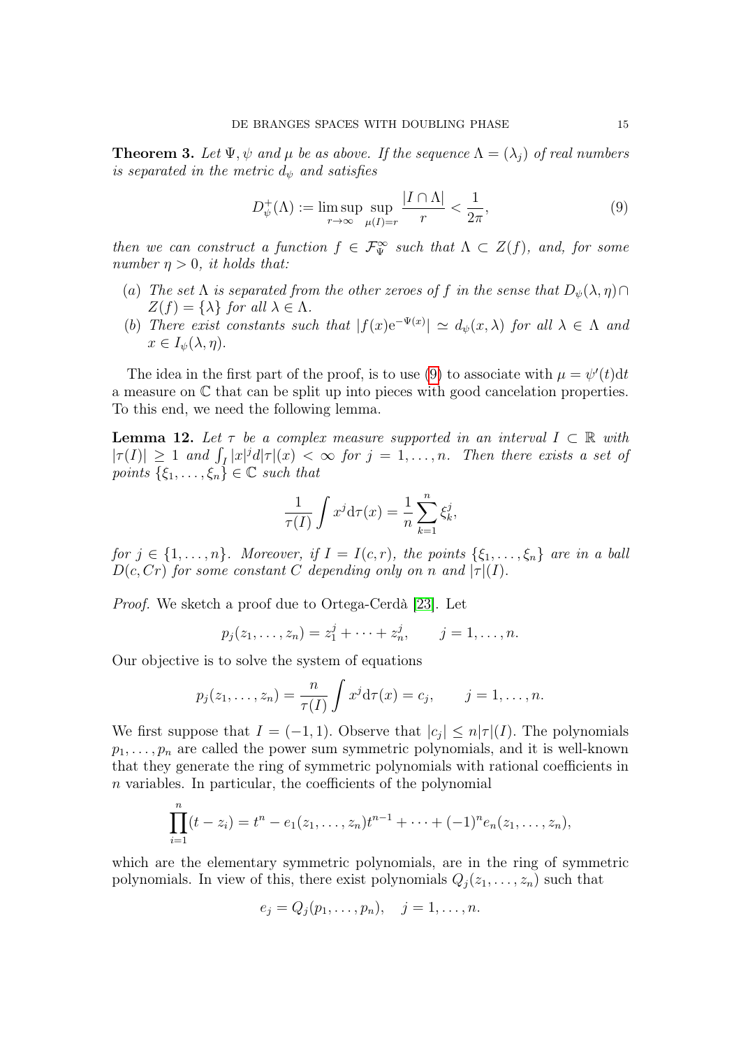**Theorem 3.** *Let $\Psi, \psi$ and $\mu$ be as above. If the sequence $\Lambda = (\lambda_j)$ of real numbers is separated in the metric $d_\psi$ and satisfies*

$$D^+_\psi(\Lambda) := \limsup_{r\to\infty} \sup_{\mu(I)=r} \frac{|I \cap \Lambda|}{r} < \frac{1}{2\pi}, \tag{9}$$

*then we can construct a function $f \in \mathcal{F}^\infty_\Psi$ such that $\Lambda \subset Z(f)$, and, for some number $\eta > 0$, it holds that:*

(a) *The set $\Lambda$ is separated from the other zeroes of $f$ in the sense that $D_\psi(\lambda, \eta) \cap Z(f) = \{\lambda\}$ for all $\lambda \in \Lambda$.*

(b) *There exist constants such that $|f(x)\mathrm{e}^{-\Psi(x)}| \simeq d_\psi(x, \lambda)$ for all $\lambda \in \Lambda$ and $x \in I_\psi(\lambda, \eta)$.*

The idea in the first part of the proof, is to use (9) to associate with $\mu = \psi'(t)\mathrm{d}t$ a measure on $\mathbb{C}$ that can be split up into pieces with good cancelation properties. To this end, we need the following lemma.

**Lemma 12.** *Let $\tau$ be a complex measure supported in an interval $I \subset \mathbb{R}$ with $|\tau(I)| \geq 1$ and $\int_I |x|^j d|\tau|(x) < \infty$ for $j = 1, \ldots, n$. Then there exists a set of points $\{\xi_1, \ldots, \xi_n\} \in \mathbb{C}$ such that*

$$\frac{1}{\tau(I)} \int x^j \mathrm{d}\tau(x) = \frac{1}{n} \sum_{k=1}^n \xi_k^j,$$

*for $j \in \{1, \ldots, n\}$. Moreover, if $I = I(c, r)$, the points $\{\xi_1, \ldots, \xi_n\}$ are in a ball $D(c, Cr)$ for some constant $C$ depending only on $n$ and $|\tau|(I)$.*

*Proof.* We sketch a proof due to Ortega-Cerdà [23]. Let

$$p_j(z_1, \ldots, z_n) = z_1^j + \cdots + z_n^j, \qquad j = 1, \ldots, n.$$

Our objective is to solve the system of equations

$$p_j(z_1, \ldots, z_n) = \frac{n}{\tau(I)} \int x^j \mathrm{d}\tau(x) = c_j, \qquad j = 1, \ldots, n.$$

We first suppose that $I = (-1, 1)$. Observe that $|c_j| \leq n|\tau|(I)$. The polynomials $p_1, \ldots, p_n$ are called the power sum symmetric polynomials, and it is well-known that they generate the ring of symmetric polynomials with rational coefficients in $n$ variables. In particular, the coefficients of the polynomial

$$\prod_{i=1}^n (t - z_i) = t^n - e_1(z_1, \ldots, z_n)t^{n-1} + \cdots + (-1)^n e_n(z_1, \ldots, z_n),$$

which are the elementary symmetric polynomials, are in the ring of symmetric polynomials. In view of this, there exist polynomials $Q_j(z_1, \ldots, z_n)$ such that

$$e_j = Q_j(p_1, \ldots, p_n), \quad j = 1, \ldots, n.$$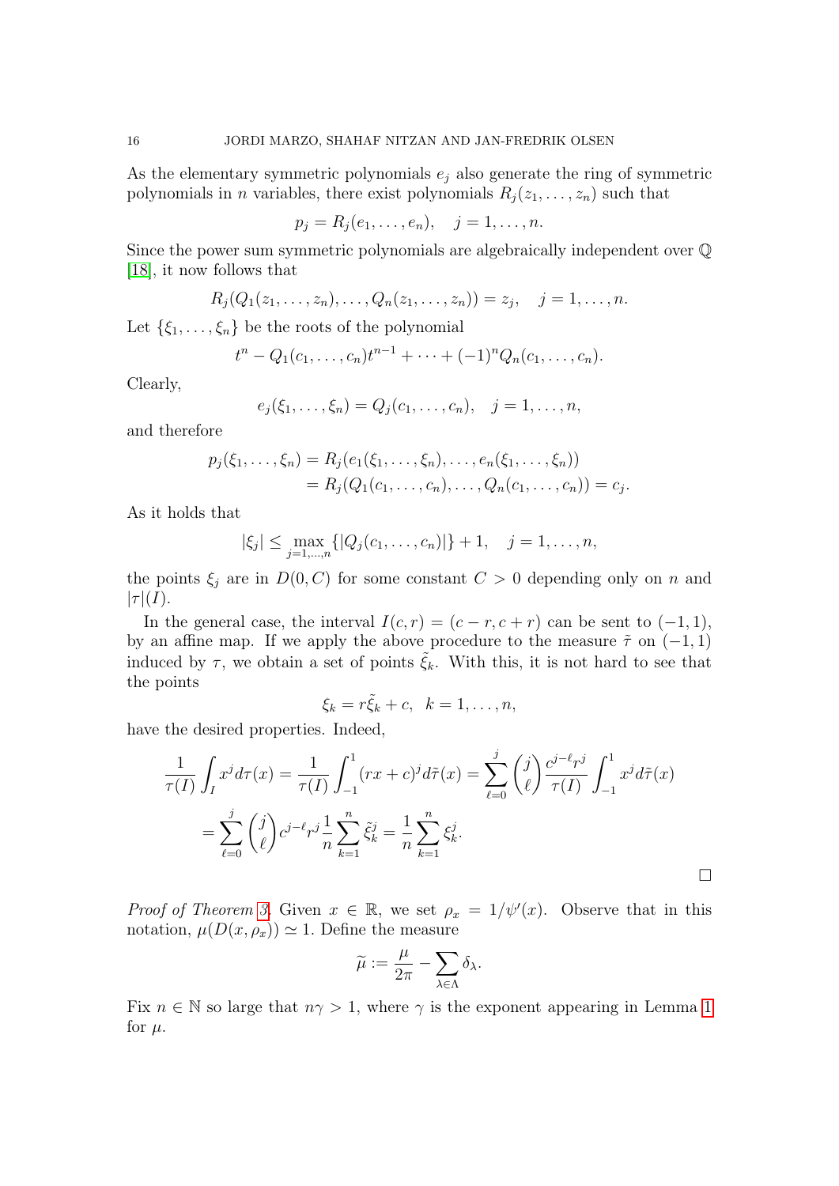As the elementary symmetric polynomials $e_j$ also generate the ring of symmetric polynomials in $n$ variables, there exist polynomials $R_j(z_1,\dots,z_n)$ such that

$$p_j = R_j(e_1,\dots,e_n), \quad j=1,\dots,n.$$

Since the power sum symmetric polynomials are algebraically independent over $\mathbb{Q}$ [18], it now follows that

$$R_j(Q_1(z_1,\dots,z_n),\dots,Q_n(z_1,\dots,z_n)) = z_j, \quad j=1,\dots,n.$$

Let $\{\xi_1,\dots,\xi_n\}$ be the roots of the polynomial

$$t^n - Q_1(c_1,\dots,c_n)t^{n-1} + \dots + (-1)^n Q_n(c_1,\dots,c_n).$$

Clearly,

$$e_j(\xi_1,\dots,\xi_n) = Q_j(c_1,\dots,c_n), \quad j=1,\dots,n,$$

and therefore

$$\begin{aligned} p_j(\xi_1,\dots,\xi_n) &= R_j(e_1(\xi_1,\dots,\xi_n),\dots,e_n(\xi_1,\dots,\xi_n)) \\ &= R_j(Q_1(c_1,\dots,c_n),\dots,Q_n(c_1,\dots,c_n)) = c_j. \end{aligned}$$

As it holds that

$$|\xi_j| \le \max_{j=1,\dots,n}\{|Q_j(c_1,\dots,c_n)|\} + 1, \quad j=1,\dots,n,$$

the points $\xi_j$ are in $D(0,C)$ for some constant $C>0$ depending only on $n$ and $|\tau|(I)$.

In the general case, the interval $I(c,r)=(c-r,c+r)$ can be sent to $(-1,1)$, by an affine map. If we apply the above procedure to the measure $\tilde\tau$ on $(-1,1)$ induced by $\tau$, we obtain a set of points $\tilde\xi_k$. With this, it is not hard to see that the points

$$\xi_k = r\tilde\xi_k + c, \quad k=1,\dots,n,$$

have the desired properties. Indeed,

$$\begin{aligned} \frac{1}{\tau(I)}\int_I x^j d\tau(x) &= \frac{1}{\tau(I)}\int_{-1}^{1}(rx+c)^j d\tilde\tau(x) = \sum_{\ell=0}^{j}\binom{j}{\ell}\frac{c^{j-\ell}r^j}{\tau(I)}\int_{-1}^{1}x^j d\tilde\tau(x) \\ &= \sum_{\ell=0}^{j}\binom{j}{\ell}c^{j-\ell}r^j\frac{1}{n}\sum_{k=1}^{n}\tilde\xi_k^j = \frac{1}{n}\sum_{k=1}^{n}\xi_k^j. \end{aligned}$$

□

*Proof of Theorem 3.* Given $x\in\mathbb{R}$, we set $\rho_x = 1/\psi'(x)$. Observe that in this notation, $\mu(D(x,\rho_x))\simeq 1$. Define the measure

$$\widetilde\mu := \frac{\mu}{2\pi} - \sum_{\lambda\in\Lambda}\delta_\lambda.$$

Fix $n\in\mathbb{N}$ so large that $n\gamma>1$, where $\gamma$ is the exponent appearing in Lemma 1 for $\mu$.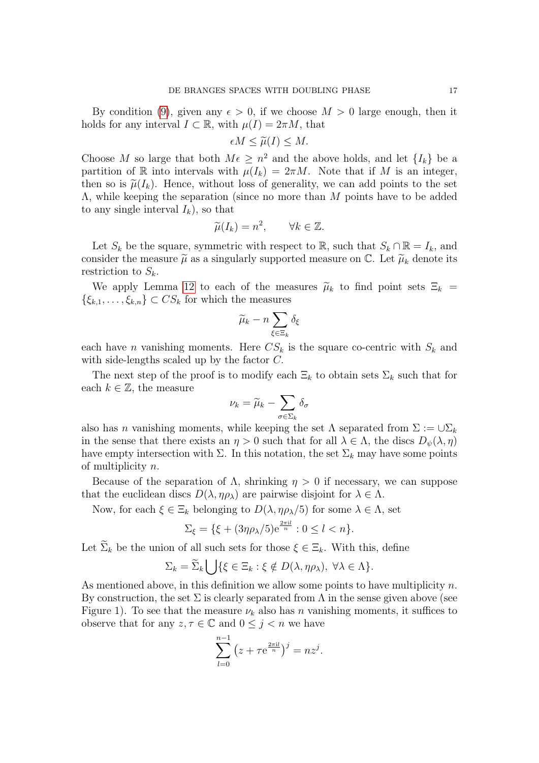By condition (9), given any $\epsilon > 0$, if we choose $M > 0$ large enough, then it holds for any interval $I \subset \mathbb{R}$, with $\mu(I) = 2\pi M$, that

$$\epsilon M \leq \widetilde{\mu}(I) \leq M.$$

Choose $M$ so large that both $M\epsilon \geq n^2$ and the above holds, and let $\{I_k\}$ be a partition of $\mathbb{R}$ into intervals with $\mu(I_k) = 2\pi M$. Note that if $M$ is an integer, then so is $\widetilde{\mu}(I_k)$. Hence, without loss of generality, we can add points to the set $\Lambda$, while keeping the separation (since no more than $M$ points have to be added to any single interval $I_k$), so that

$$\widetilde{\mu}(I_k) = n^2, \qquad \forall k \in \mathbb{Z}.$$

Let $S_k$ be the square, symmetric with respect to $\mathbb{R}$, such that $S_k \cap \mathbb{R} = I_k$, and consider the measure $\widetilde{\mu}$ as a singularly supported measure on $\mathbb{C}$. Let $\widetilde{\mu}_k$ denote its restriction to $S_k$.

We apply Lemma 12 to each of the measures $\widetilde{\mu}_k$ to find point sets $\Xi_k = \{\xi_{k,1}, \ldots, \xi_{k,n}\} \subset CS_k$ for which the measures

$$\widetilde{\mu}_k - n \sum_{\xi \in \Xi_k} \delta_\xi$$

each have $n$ vanishing moments. Here $CS_k$ is the square co-centric with $S_k$ and with side-lengths scaled up by the factor $C$.

The next step of the proof is to modify each $\Xi_k$ to obtain sets $\Sigma_k$ such that for each $k \in \mathbb{Z}$, the measure

$$\nu_k = \widetilde{\mu}_k - \sum_{\sigma \in \Sigma_k} \delta_\sigma$$

also has $n$ vanishing moments, while keeping the set $\Lambda$ separated from $\Sigma := \cup \Sigma_k$ in the sense that there exists an $\eta > 0$ such that for all $\lambda \in \Lambda$, the discs $D_\psi(\lambda, \eta)$ have empty intersection with $\Sigma$. In this notation, the set $\Sigma_k$ may have some points of multiplicity $n$.

Because of the separation of $\Lambda$, shrinking $\eta > 0$ if necessary, we can suppose that the euclidean discs $D(\lambda, \eta\rho_\lambda)$ are pairwise disjoint for $\lambda \in \Lambda$.

Now, for each $\xi \in \Xi_k$ belonging to $D(\lambda, \eta\rho_\lambda/5)$ for some $\lambda \in \Lambda$, set

$$\Sigma_\xi = \{\xi + (3\eta\rho_\lambda/5)\mathrm{e}^{\frac{2\pi i l}{n}} : 0 \leq l < n\}.$$

Let $\widetilde{\Sigma}_k$ be the union of all such sets for those $\xi \in \Xi_k$. With this, define

$$\Sigma_k = \widetilde{\Sigma}_k \bigcup \{\xi \in \Xi_k : \xi \notin D(\lambda, \eta\rho_\lambda),\ \forall \lambda \in \Lambda\}.$$

As mentioned above, in this definition we allow some points to have multiplicity $n$. By construction, the set $\Sigma$ is clearly separated from $\Lambda$ in the sense given above (see Figure 1). To see that the measure $\nu_k$ also has $n$ vanishing moments, it suffices to observe that for any $z, \tau \in \mathbb{C}$ and $0 \leq j < n$ we have

$$\sum_{l=0}^{n-1} \left(z + \tau \mathrm{e}^{\frac{2\pi i l}{n}}\right)^j = nz^j.$$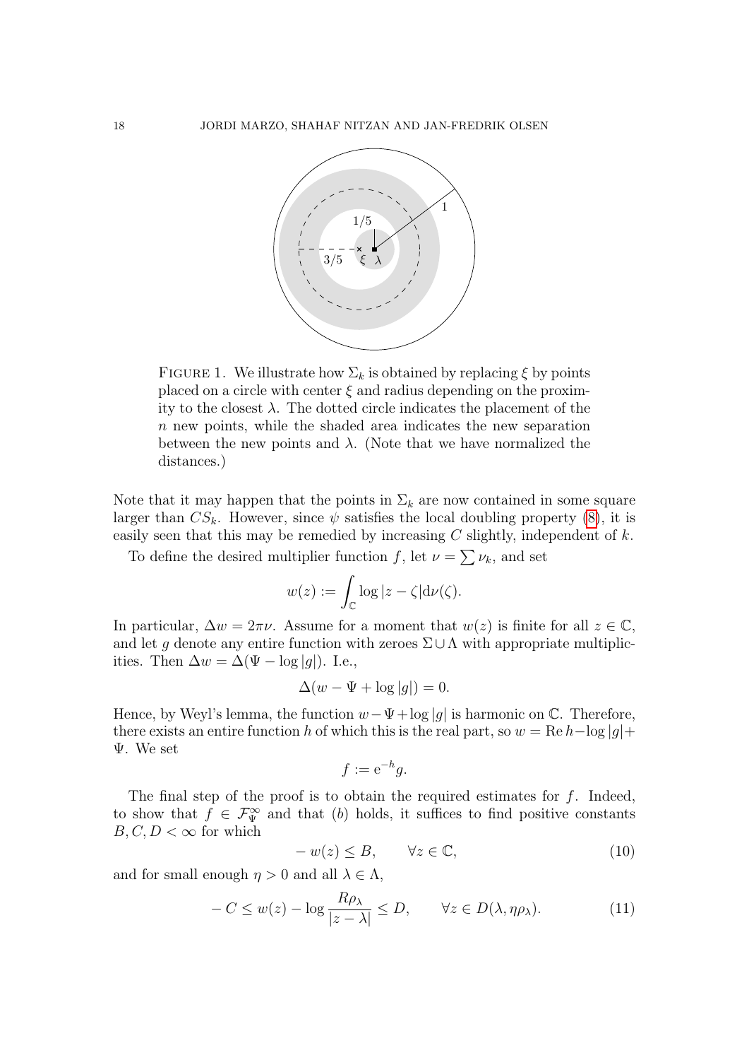FIGURE 1. We illustrate how $\Sigma_k$ is obtained by replacing $\xi$ by points placed on a circle with center $\xi$ and radius depending on the proximity to the closest $\lambda$. The dotted circle indicates the placement of the $n$ new points, while the shaded area indicates the new separation between the new points and $\lambda$. (Note that we have normalized the distances.)

Note that it may happen that the points in $\Sigma_k$ are now contained in some square larger than $CS_k$. However, since $\psi$ satisfies the local doubling property (8), it is easily seen that this may be remedied by increasing $C$ slightly, independent of $k$.

To define the desired multiplier function $f$, let $\nu = \sum \nu_k$, and set

$$w(z) := \int_{\mathbb{C}} \log |z - \zeta| \mathrm{d}\nu(\zeta).$$

In particular, $\Delta w = 2\pi\nu$. Assume for a moment that $w(z)$ is finite for all $z \in \mathbb{C}$, and let $g$ denote any entire function with zeroes $\Sigma \cup \Lambda$ with appropriate multiplicities. Then $\Delta w = \Delta(\Psi - \log |g|)$. I.e.,

$$\Delta(w - \Psi + \log |g|) = 0.$$

Hence, by Weyl's lemma, the function $w - \Psi + \log |g|$ is harmonic on $\mathbb{C}$. Therefore, there exists an entire function $h$ of which this is the real part, so $w = \operatorname{Re} h - \log |g| + \Psi$. We set

$$f := \mathrm{e}^{-h} g.$$

The final step of the proof is to obtain the required estimates for $f$. Indeed, to show that $f \in \mathcal{F}^\infty_\Psi$ and that $(b)$ holds, it suffices to find positive constants $B, C, D < \infty$ for which

$$- w(z) \leq B, \qquad \forall z \in \mathbb{C}, \tag{10}$$

and for small enough $\eta > 0$ and all $\lambda \in \Lambda$,

$$- C \leq w(z) - \log \frac{R\rho_\lambda}{|z - \lambda|} \leq D, \qquad \forall z \in D(\lambda, \eta\rho_\lambda). \tag{11}$$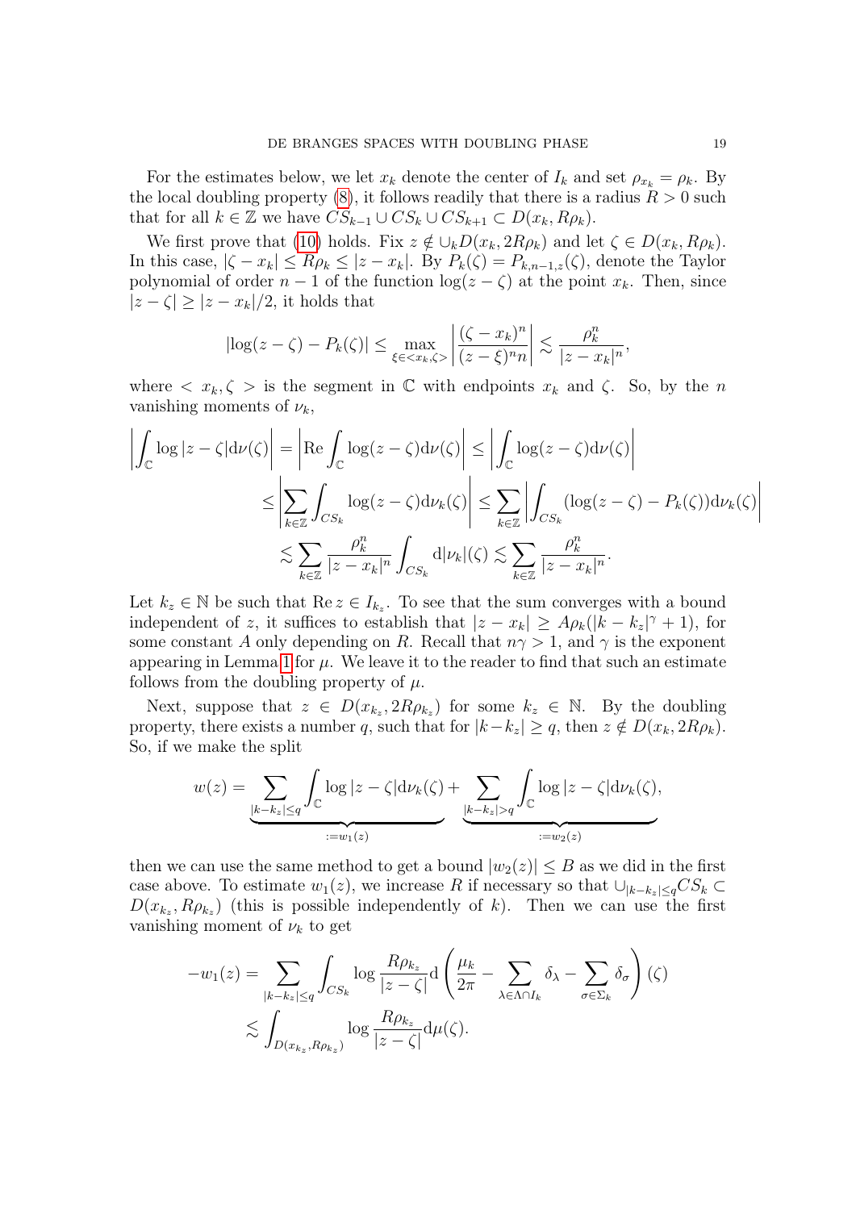For the estimates below, we let $x_k$ denote the center of $I_k$ and set $\rho_{x_k} = \rho_k$. By the local doubling property (8), it follows readily that there is a radius $R > 0$ such that for all $k \in \mathbb{Z}$ we have $CS_{k-1} \cup CS_k \cup CS_{k+1} \subset D(x_k, R\rho_k)$.

We first prove that (10) holds. Fix $z \notin \cup_k D(x_k, 2R\rho_k)$ and let $\zeta \in D(x_k, R\rho_k)$. In this case, $|\zeta - x_k| \le R\rho_k \le |z - x_k|$. By $P_k(\zeta) = P_{k,n-1,z}(\zeta)$, denote the Taylor polynomial of order $n-1$ of the function $\log(z-\zeta)$ at the point $x_k$. Then, since $|z - \zeta| \ge |z - x_k|/2$, it holds that

$$|\log(z-\zeta) - P_k(\zeta)| \le \max_{\xi \in <x_k,\zeta>} \left| \frac{(\zeta - x_k)^n}{(z-\xi)^n n} \right| \lesssim \frac{\rho_k^n}{|z - x_k|^n},$$

where $< x_k, \zeta >$ is the segment in $\mathbb{C}$ with endpoints $x_k$ and $\zeta$. So, by the $n$ vanishing moments of $\nu_k$,

$$\begin{aligned}
\left| \int_{\mathbb{C}} \log|z-\zeta| \mathrm{d}\nu(\zeta) \right| &= \left| \mathrm{Re} \int_{\mathbb{C}} \log(z-\zeta) \mathrm{d}\nu(\zeta) \right| \le \left| \int_{\mathbb{C}} \log(z-\zeta) \mathrm{d}\nu(\zeta) \right| \\
&\le \left| \sum_{k\in\mathbb{Z}} \int_{CS_k} \log(z-\zeta) \mathrm{d}\nu_k(\zeta) \right| \le \sum_{k\in\mathbb{Z}} \left| \int_{CS_k} (\log(z-\zeta) - P_k(\zeta)) \mathrm{d}\nu_k(\zeta) \right| \\
&\lesssim \sum_{k\in\mathbb{Z}} \frac{\rho_k^n}{|z-x_k|^n} \int_{CS_k} \mathrm{d}|\nu_k|(\zeta) \lesssim \sum_{k\in\mathbb{Z}} \frac{\rho_k^n}{|z-x_k|^n}.
\end{aligned}$$

Let $k_z \in \mathbb{N}$ be such that $\mathrm{Re}\, z \in I_{k_z}$. To see that the sum converges with a bound independent of $z$, it suffices to establish that $|z - x_k| \ge A\rho_k(|k - k_z|^\gamma + 1)$, for some constant $A$ only depending on $R$. Recall that $n\gamma > 1$, and $\gamma$ is the exponent appearing in Lemma 1 for $\mu$. We leave it to the reader to find that such an estimate follows from the doubling property of $\mu$.

Next, suppose that $z \in D(x_{k_z}, 2R\rho_{k_z})$ for some $k_z \in \mathbb{N}$. By the doubling property, there exists a number $q$, such that for $|k - k_z| \ge q$, then $z \notin D(x_k, 2R\rho_k)$. So, if we make the split

$$w(z) = \underbrace{\sum_{|k-k_z|\le q} \int_{\mathbb{C}} \log|z-\zeta| \mathrm{d}\nu_k(\zeta)}_{:=w_1(z)} + \underbrace{\sum_{|k-k_z|>q} \int_{\mathbb{C}} \log|z-\zeta| \mathrm{d}\nu_k(\zeta)}_{:=w_2(z)},$$

then we can use the same method to get a bound $|w_2(z)| \le B$ as we did in the first case above. To estimate $w_1(z)$, we increase $R$ if necessary so that $\cup_{|k-k_z|\le q} CS_k \subset D(x_{k_z}, R\rho_{k_z})$ (this is possible independently of $k$). Then we can use the first vanishing moment of $\nu_k$ to get

$$\begin{aligned}
-w_1(z) &= \sum_{|k-k_z|\le q} \int_{CS_k} \log \frac{R\rho_{k_z}}{|z-\zeta|} \mathrm{d}\left( \frac{\mu_k}{2\pi} - \sum_{\lambda\in\Lambda\cap I_k} \delta_\lambda - \sum_{\sigma\in\Sigma_k} \delta_\sigma \right)(\zeta) \\
&\lesssim \int_{D(x_{k_z}, R\rho_{k_z})} \log \frac{R\rho_{k_z}}{|z-\zeta|} \mathrm{d}\mu(\zeta).
\end{aligned}$$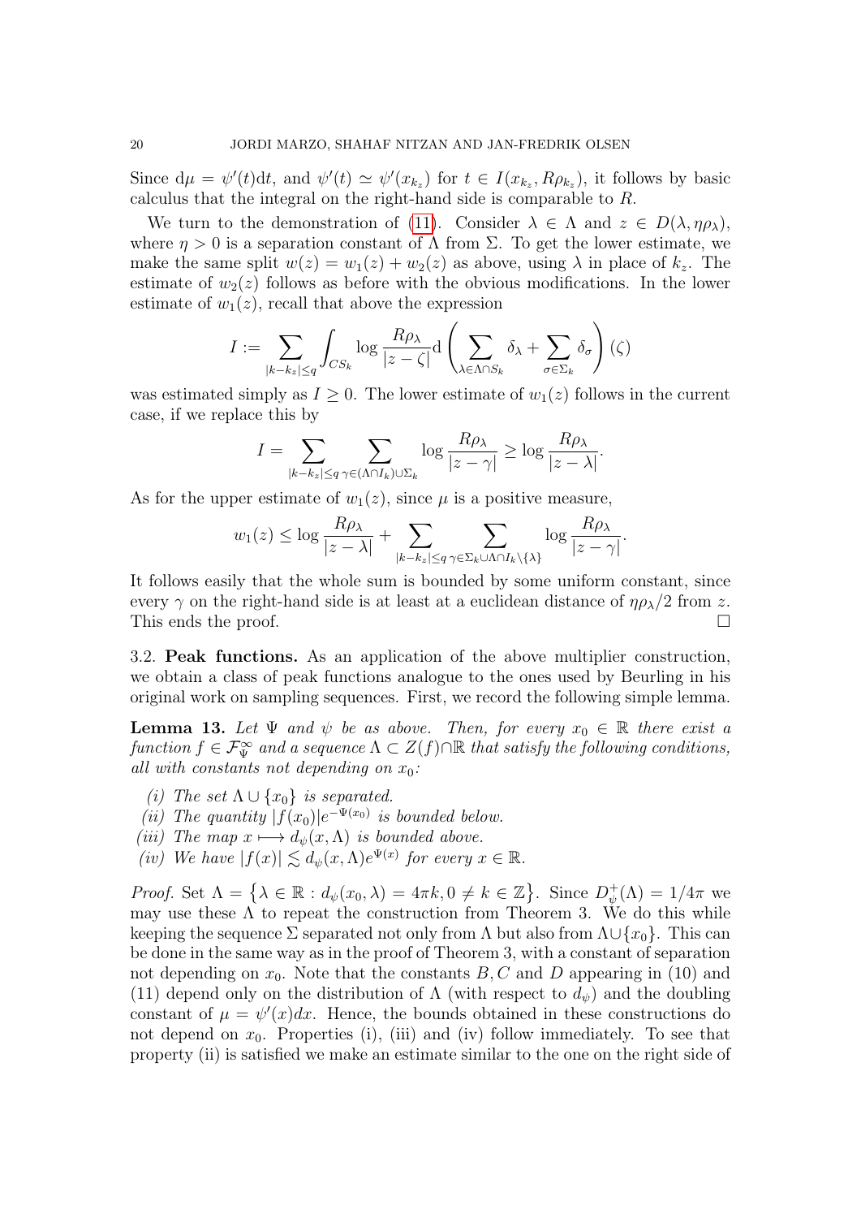Since $\mathrm{d}\mu = \psi'(t)\mathrm{d}t$, and $\psi'(t) \simeq \psi'(x_{k_z})$ for $t \in I(x_{k_z}, R\rho_{k_z})$, it follows by basic calculus that the integral on the right-hand side is comparable to $R$.

We turn to the demonstration of (11). Consider $\lambda \in \Lambda$ and $z \in D(\lambda, \eta\rho_\lambda)$, where $\eta > 0$ is a separation constant of $\Lambda$ from $\Sigma$. To get the lower estimate, we make the same split $w(z) = w_1(z) + w_2(z)$ as above, using $\lambda$ in place of $k_z$. The estimate of $w_2(z)$ follows as before with the obvious modifications. In the lower estimate of $w_1(z)$, recall that above the expression

$$I := \sum_{|k-k_z|\leq q} \int_{CS_k} \log \frac{R\rho_\lambda}{|z-\zeta|} \mathrm{d}\left(\sum_{\lambda\in\Lambda\cap S_k} \delta_\lambda + \sum_{\sigma\in\Sigma_k} \delta_\sigma\right)(\zeta)$$

was estimated simply as $I \geq 0$. The lower estimate of $w_1(z)$ follows in the current case, if we replace this by

$$I = \sum_{|k-k_z|\leq q} \sum_{\gamma\in(\Lambda\cap I_k)\cup\Sigma_k} \log \frac{R\rho_\lambda}{|z-\gamma|} \geq \log \frac{R\rho_\lambda}{|z-\lambda|}.$$

As for the upper estimate of $w_1(z)$, since $\mu$ is a positive measure,

$$w_1(z) \leq \log \frac{R\rho_\lambda}{|z-\lambda|} + \sum_{|k-k_z|\leq q} \sum_{\gamma\in\Sigma_k\cup\Lambda\cap I_k\setminus\{\lambda\}} \log \frac{R\rho_\lambda}{|z-\gamma|}.$$

It follows easily that the whole sum is bounded by some uniform constant, since every $\gamma$ on the right-hand side is at least at a euclidean distance of $\eta\rho_\lambda/2$ from $z$. This ends the proof. □

3.2. **Peak functions.** As an application of the above multiplier construction, we obtain a class of peak functions analogue to the ones used by Beurling in his original work on sampling sequences. First, we record the following simple lemma.

**Lemma 13.** *Let $\Psi$ and $\psi$ be as above. Then, for every $x_0 \in \mathbb{R}$ there exist a function $f \in \mathcal{F}^\infty_\Psi$ and a sequence $\Lambda \subset Z(f)\cap\mathbb{R}$ that satisfy the following conditions, all with constants not depending on $x_0$:*

- *(i) The set $\Lambda \cup \{x_0\}$ is separated.*
- *(ii) The quantity $|f(x_0)|e^{-\Psi(x_0)}$ is bounded below.*
- *(iii) The map $x \longmapsto d_\psi(x, \Lambda)$ is bounded above.*
- *(iv) We have $|f(x)| \lesssim d_\psi(x, \Lambda)e^{\Psi(x)}$ for every $x \in \mathbb{R}$.*

*Proof.* Set $\Lambda = \{\lambda \in \mathbb{R} : d_\psi(x_0, \lambda) = 4\pi k, 0 \neq k \in \mathbb{Z}\}$. Since $D^+_\psi(\Lambda) = 1/4\pi$ we may use these $\Lambda$ to repeat the construction from Theorem 3. We do this while keeping the sequence $\Sigma$ separated not only from $\Lambda$ but also from $\Lambda \cup \{x_0\}$. This can be done in the same way as in the proof of Theorem 3, with a constant of separation not depending on $x_0$. Note that the constants $B, C$ and $D$ appearing in (10) and (11) depend only on the distribution of $\Lambda$ (with respect to $d_\psi$) and the doubling constant of $\mu = \psi'(x)dx$. Hence, the bounds obtained in these constructions do not depend on $x_0$. Properties (i), (iii) and (iv) follow immediately. To see that property (ii) is satisfied we make an estimate similar to the one on the right side of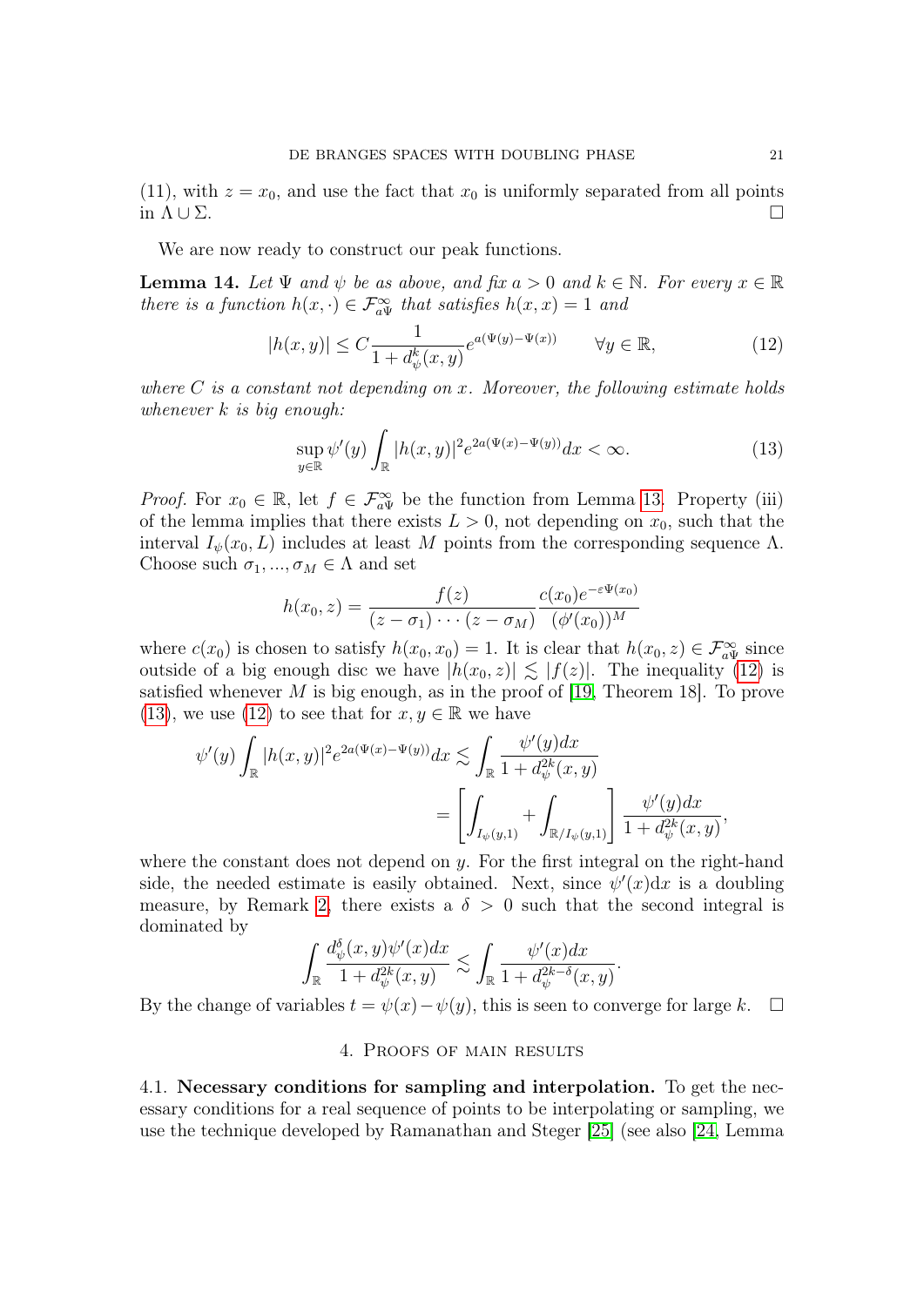(11), with $z = x_0$, and use the fact that $x_0$ is uniformly separated from all points in $\Lambda \cup \Sigma$. $\square$

We are now ready to construct our peak functions.

**Lemma 14.** *Let $\Psi$ and $\psi$ be as above, and fix $a > 0$ and $k \in \mathbb{N}$. For every $x \in \mathbb{R}$ there is a function $h(x, \cdot) \in \mathcal{F}^\infty_{a\Psi}$ that satisfies $h(x, x) = 1$ and*

$$|h(x, y)| \leq C \frac{1}{1 + d_\psi^k(x, y)} e^{a(\Psi(y) - \Psi(x))} \qquad \forall y \in \mathbb{R}, \tag{12}$$

*where $C$ is a constant not depending on $x$. Moreover, the following estimate holds whenever $k$ is big enough:*

$$\sup_{y \in \mathbb{R}} \psi'(y) \int_{\mathbb{R}} |h(x, y)|^2 e^{2a(\Psi(x) - \Psi(y))} dx < \infty. \tag{13}$$

*Proof.* For $x_0 \in \mathbb{R}$, let $f \in \mathcal{F}^\infty_{a\Psi}$ be the function from Lemma 13. Property (iii) of the lemma implies that there exists $L > 0$, not depending on $x_0$, such that the interval $I_\psi(x_0, L)$ includes at least $M$ points from the corresponding sequence $\Lambda$. Choose such $\sigma_1, ..., \sigma_M \in \Lambda$ and set

$$h(x_0, z) = \frac{f(z)}{(z - \sigma_1) \cdots (z - \sigma_M)} \frac{c(x_0) e^{-\varepsilon \Psi(x_0)}}{(\phi'(x_0))^M}$$

where $c(x_0)$ is chosen to satisfy $h(x_0, x_0) = 1$. It is clear that $h(x_0, z) \in \mathcal{F}^\infty_{a\Psi}$ since outside of a big enough disc we have $|h(x_0, z)| \lesssim |f(z)|$. The inequality (12) is satisfied whenever $M$ is big enough, as in the proof of [19, Theorem 18]. To prove (13), we use (12) to see that for $x, y \in \mathbb{R}$ we have

$$\begin{aligned}
\psi'(y) \int_{\mathbb{R}} |h(x, y)|^2 e^{2a(\Psi(x) - \Psi(y))} dx &\lesssim \int_{\mathbb{R}} \frac{\psi'(y) dx}{1 + d_\psi^{2k}(x, y)} \\
&= \left[ \int_{I_\psi(y,1)} + \int_{\mathbb{R}/I_\psi(y,1)} \right] \frac{\psi'(y) dx}{1 + d_\psi^{2k}(x, y)},
\end{aligned}$$

where the constant does not depend on $y$. For the first integral on the right-hand side, the needed estimate is easily obtained. Next, since $\psi'(x)\mathrm{d}x$ is a doubling measure, by Remark 2, there exists a $\delta > 0$ such that the second integral is dominated by

$$\int_{\mathbb{R}} \frac{d_\psi^\delta(x, y) \psi'(x) dx}{1 + d_\psi^{2k}(x, y)} \lesssim \int_{\mathbb{R}} \frac{\psi'(x) dx}{1 + d_\psi^{2k - \delta}(x, y)}.$$

By the change of variables $t = \psi(x) - \psi(y)$, this is seen to converge for large $k$. $\square$

## 4. Proofs of main results

**4.1. Necessary conditions for sampling and interpolation.** To get the necessary conditions for a real sequence of points to be interpolating or sampling, we use the technique developed by Ramanathan and Steger [25] (see also [24, Lemma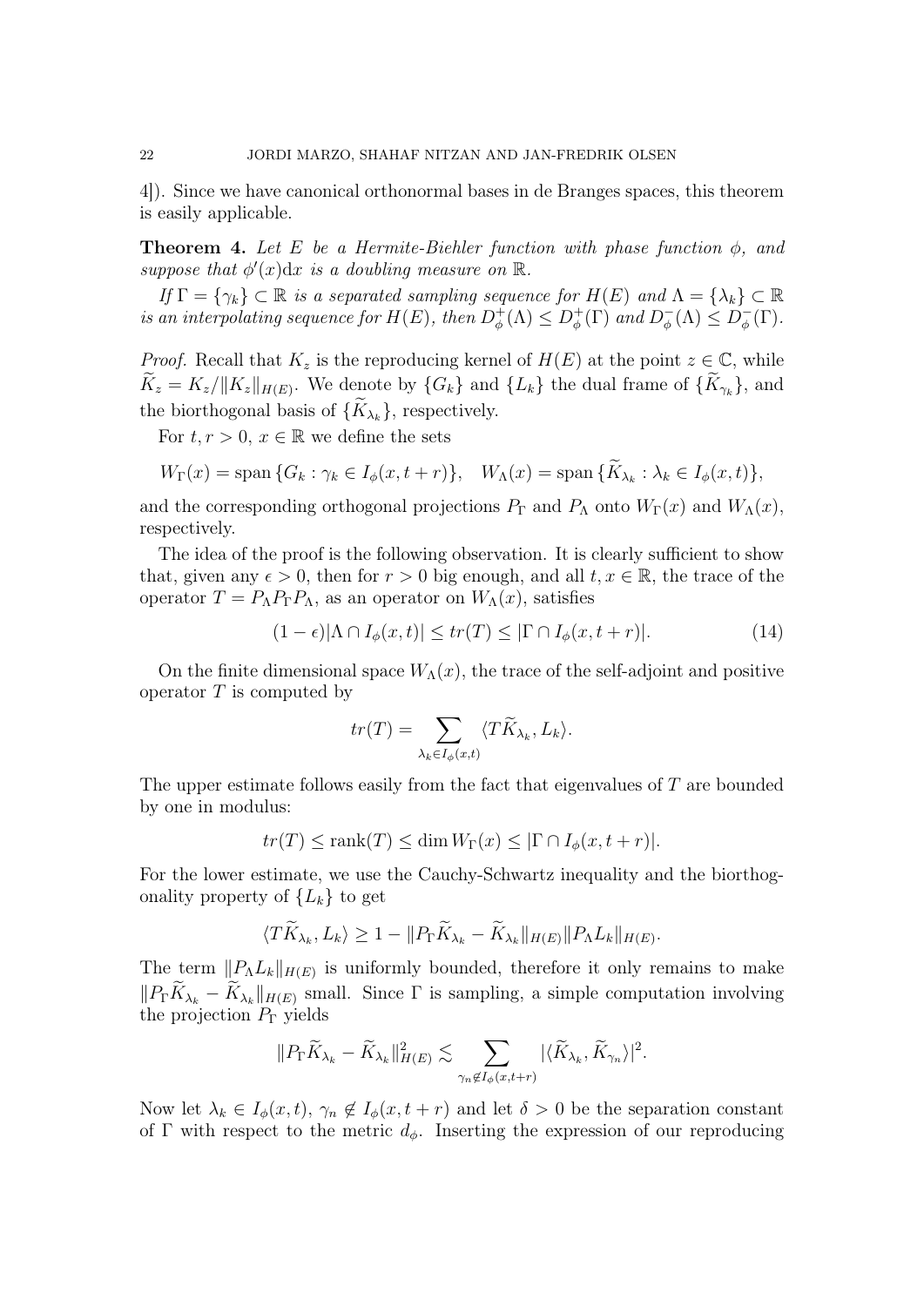4]). Since we have canonical orthonormal bases in de Branges spaces, this theorem is easily applicable.

**Theorem 4.** *Let $E$ be a Hermite-Biehler function with phase function $\phi$, and suppose that $\phi'(x)\mathrm{d}x$ is a doubling measure on $\mathbb{R}$.*

*If $\Gamma = \{\gamma_k\} \subset \mathbb{R}$ is a separated sampling sequence for $H(E)$ and $\Lambda = \{\lambda_k\} \subset \mathbb{R}$ is an interpolating sequence for $H(E)$, then $D^+_\phi(\Lambda) \leq D^+_\phi(\Gamma)$ and $D^-_\phi(\Lambda) \leq D^-_\phi(\Gamma)$.*

*Proof.* Recall that $K_z$ is the reproducing kernel of $H(E)$ at the point $z \in \mathbb{C}$, while $\widetilde{K}_z = K_z/\|K_z\|_{H(E)}$. We denote by $\{G_k\}$ and $\{L_k\}$ the dual frame of $\{\widetilde{K}_{\gamma_k}\}$, and the biorthogonal basis of $\{\widetilde{K}_{\lambda_k}\}$, respectively.

For $t, r > 0$, $x \in \mathbb{R}$ we define the sets

$$W_\Gamma(x) = \operatorname{span}\{G_k : \gamma_k \in I_\phi(x, t+r)\}, \quad W_\Lambda(x) = \operatorname{span}\{\widetilde{K}_{\lambda_k} : \lambda_k \in I_\phi(x,t)\},$$

and the corresponding orthogonal projections $P_\Gamma$ and $P_\Lambda$ onto $W_\Gamma(x)$ and $W_\Lambda(x)$, respectively.

The idea of the proof is the following observation. It is clearly sufficient to show that, given any $\epsilon > 0$, then for $r > 0$ big enough, and all $t, x \in \mathbb{R}$, the trace of the operator $T = P_\Lambda P_\Gamma P_\Lambda$, as an operator on $W_\Lambda(x)$, satisfies

$$(1-\epsilon)|\Lambda \cap I_\phi(x,t)| \leq tr(T) \leq |\Gamma \cap I_\phi(x, t+r)|. \tag{14}$$

On the finite dimensional space $W_\Lambda(x)$, the trace of the self-adjoint and positive operator $T$ is computed by

$$tr(T) = \sum_{\lambda_k \in I_\phi(x,t)} \langle T\widetilde{K}_{\lambda_k}, L_k\rangle.$$

The upper estimate follows easily from the fact that eigenvalues of $T$ are bounded by one in modulus:

$$tr(T) \leq \operatorname{rank}(T) \leq \dim W_\Gamma(x) \leq |\Gamma \cap I_\phi(x, t+r)|.$$

For the lower estimate, we use the Cauchy-Schwartz inequality and the biorthogonality property of $\{L_k\}$ to get

$$\langle T\widetilde{K}_{\lambda_k}, L_k\rangle \geq 1 - \|P_\Gamma \widetilde{K}_{\lambda_k} - \widetilde{K}_{\lambda_k}\|_{H(E)} \|P_\Lambda L_k\|_{H(E)}.$$

The term $\|P_\Lambda L_k\|_{H(E)}$ is uniformly bounded, therefore it only remains to make $\|P_\Gamma \widetilde{K}_{\lambda_k} - \widetilde{K}_{\lambda_k}\|_{H(E)}$ small. Since $\Gamma$ is sampling, a simple computation involving the projection $P_\Gamma$ yields

$$\|P_\Gamma \widetilde{K}_{\lambda_k} - \widetilde{K}_{\lambda_k}\|^2_{H(E)} \lesssim \sum_{\gamma_n \notin I_\phi(x,t+r)} |\langle \widetilde{K}_{\lambda_k}, \widetilde{K}_{\gamma_n}\rangle|^2.$$

Now let $\lambda_k \in I_\phi(x,t)$, $\gamma_n \notin I_\phi(x, t+r)$ and let $\delta > 0$ be the separation constant of $\Gamma$ with respect to the metric $d_\phi$. Inserting the expression of our reproducing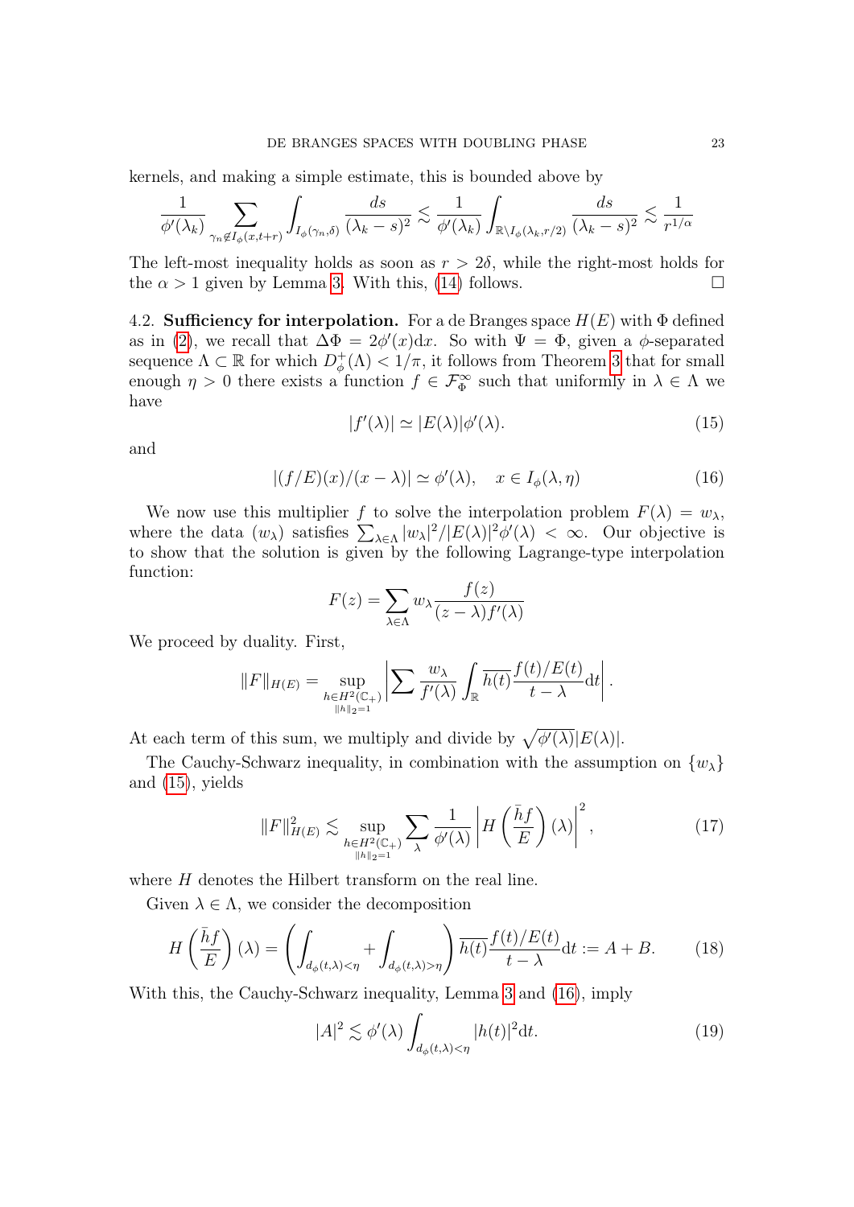kernels, and making a simple estimate, this is bounded above by

$$\frac{1}{\phi'(\lambda_k)} \sum_{\gamma_n \notin I_\phi(x,t+r)} \int_{I_\phi(\gamma_n,\delta)} \frac{ds}{(\lambda_k - s)^2} \lesssim \frac{1}{\phi'(\lambda_k)} \int_{\mathbb{R}\setminus I_\phi(\lambda_k, r/2)} \frac{ds}{(\lambda_k - s)^2} \lesssim \frac{1}{r^{1/\alpha}}$$

The left-most inequality holds as soon as $r > 2\delta$, while the right-most holds for the $\alpha > 1$ given by Lemma 3. With this, (14) follows. □

### 4.2. Sufficiency for interpolation.

**4.2. Sufficiency for interpolation.** For a de Branges space $H(E)$ with $\Phi$ defined as in (2), we recall that $\Delta\Phi = 2\phi'(x)\mathrm{d}x$. So with $\Psi = \Phi$, given a $\phi$-separated sequence $\Lambda \subset \mathbb{R}$ for which $D^+_\phi(\Lambda) < 1/\pi$, it follows from Theorem 3 that for small enough $\eta > 0$ there exists a function $f \in \mathcal{F}^\infty_\Phi$ such that uniformly in $\lambda \in \Lambda$ we have

$$|f'(\lambda)| \simeq |E(\lambda)|\phi'(\lambda). \tag{15}$$

and

$$|(f/E)(x)/(x-\lambda)| \simeq \phi'(\lambda), \quad x \in I_\phi(\lambda, \eta) \tag{16}$$

We now use this multiplier $f$ to solve the interpolation problem $F(\lambda) = w_\lambda$, where the data $(w_\lambda)$ satisfies $\sum_{\lambda\in\Lambda} |w_\lambda|^2/|E(\lambda)|^2\phi'(\lambda) < \infty$. Our objective is to show that the solution is given by the following Lagrange-type interpolation function:

$$F(z) = \sum_{\lambda\in\Lambda} w_\lambda \frac{f(z)}{(z-\lambda)f'(\lambda)}$$

We proceed by duality. First,

$$\|F\|_{H(E)} = \sup_{\substack{h\in H^2(\mathbb{C}_+)\\ \|h\|_2=1}} \left| \sum \frac{w_\lambda}{f'(\lambda)} \int_{\mathbb{R}} \overline{h(t)} \frac{f(t)/E(t)}{t-\lambda} \mathrm{d}t \right|.$$

At each term of this sum, we multiply and divide by $\sqrt{\phi'(\lambda)}|E(\lambda)|$.

The Cauchy-Schwarz inequality, in combination with the assumption on $\{w_\lambda\}$ and (15), yields

$$\|F\|^2_{H(E)} \lesssim \sup_{\substack{h\in H^2(\mathbb{C}_+)\\ \|h\|_2=1}} \sum_\lambda \frac{1}{\phi'(\lambda)} \left| H\left(\frac{\bar{h}f}{E}\right)(\lambda)\right|^2, \tag{17}$$

where $H$ denotes the Hilbert transform on the real line.

Given $\lambda \in \Lambda$, we consider the decomposition

$$H\left(\frac{\bar{h}f}{E}\right)(\lambda) = \left(\int_{d_\phi(t,\lambda)<\eta} + \int_{d_\phi(t,\lambda)>\eta}\right) \overline{h(t)} \frac{f(t)/E(t)}{t-\lambda}\mathrm{d}t := A + B. \tag{18}$$

With this, the Cauchy-Schwarz inequality, Lemma 3 and (16), imply

$$|A|^2 \lesssim \phi'(\lambda) \int_{d_\phi(t,\lambda)<\eta} |h(t)|^2 \mathrm{d}t. \tag{19}$$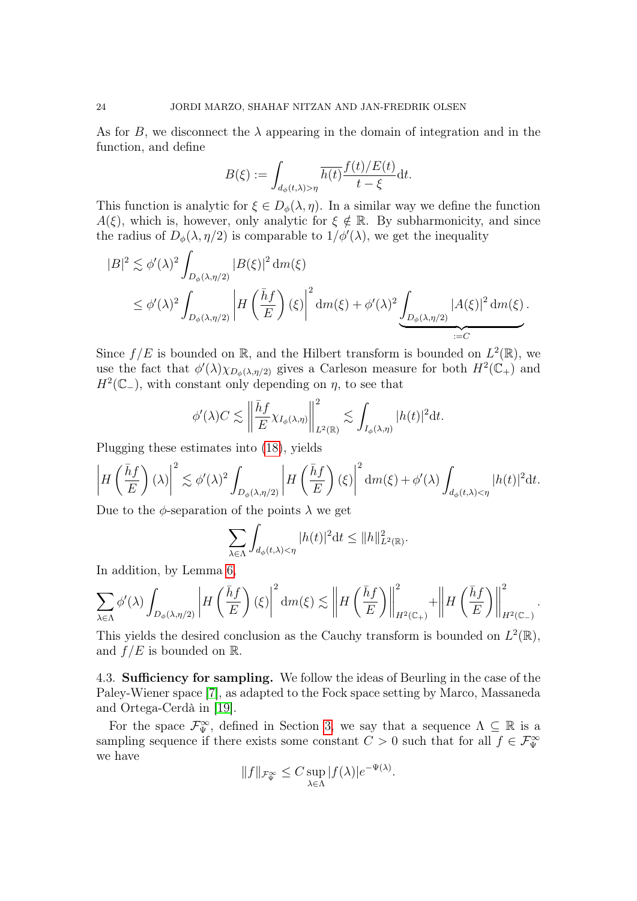As for $B$, we disconnect the $\lambda$ appearing in the domain of integration and in the function, and define

$$B(\xi) := \int_{d_\phi(t,\lambda)>\eta} \overline{h(t)} \frac{f(t)/E(t)}{t-\xi} \mathrm{d}t.$$

This function is analytic for $\xi \in D_\phi(\lambda, \eta)$. In a similar way we define the function $A(\xi)$, which is, however, only analytic for $\xi \notin \mathbb{R}$. By subharmonicity, and since the radius of $D_\phi(\lambda, \eta/2)$ is comparable to $1/\phi'(\lambda)$, we get the inequality

$$\begin{aligned}
|B|^2 &\lesssim \phi'(\lambda)^2 \int_{D_\phi(\lambda,\eta/2)} |B(\xi)|^2 \,\mathrm{d}m(\xi) \\
&\leq \phi'(\lambda)^2 \int_{D_\phi(\lambda,\eta/2)} \left| H\left(\frac{\bar{h} f}{E}\right)(\xi) \right|^2 \mathrm{d}m(\xi) + \phi'(\lambda)^2 \underbrace{\int_{D_\phi(\lambda,\eta/2)} |A(\xi)|^2 \,\mathrm{d}m(\xi)}_{:=C}.
\end{aligned}$$

Since $f/E$ is bounded on $\mathbb{R}$, and the Hilbert transform is bounded on $L^2(\mathbb{R})$, we use the fact that $\phi'(\lambda)\chi_{D_\phi(\lambda,\eta/2)}$ gives a Carleson measure for both $H^2(\mathbb{C}_+)$ and $H^2(\mathbb{C}_-)$, with constant only depending on $\eta$, to see that

$$\phi'(\lambda) C \lesssim \left\| \frac{\bar{h} f}{E} \chi_{I_\phi(\lambda,\eta)} \right\|^2_{L^2(\mathbb{R})} \lesssim \int_{I_\phi(\lambda,\eta)} |h(t)|^2 \mathrm{d}t.$$

Plugging these estimates into (18), yields

$$\left| H\left(\frac{\bar{h} f}{E}\right)(\lambda) \right|^2 \lesssim \phi'(\lambda)^2 \int_{D_\phi(\lambda,\eta/2)} \left| H\left(\frac{\bar{h} f}{E}\right)(\xi) \right|^2 \mathrm{d}m(\xi) + \phi'(\lambda) \int_{d_\phi(t,\lambda)<\eta} |h(t)|^2 \mathrm{d}t.$$

Due to the $\phi$-separation of the points $\lambda$ we get

$$\sum_{\lambda \in \Lambda} \int_{d_\phi(t,\lambda)<\eta} |h(t)|^2 \mathrm{d}t \leq \|h\|^2_{L^2(\mathbb{R})}.$$

In addition, by Lemma 6,

$$\sum_{\lambda\in\Lambda} \phi'(\lambda) \int_{D_\phi(\lambda,\eta/2)} \left| H\left(\frac{\bar{h} f}{E}\right)(\xi) \right|^2 \mathrm{d}m(\xi) \lesssim \left\| H\left(\frac{\bar{h} f}{E}\right) \right\|^2_{H^2(\mathbb{C}_+)} + \left\| H\left(\frac{\bar{h} f}{E}\right) \right\|^2_{H^2(\mathbb{C}_-)}.$$

This yields the desired conclusion as the Cauchy transform is bounded on $L^2(\mathbb{R})$, and $f/E$ is bounded on $\mathbb{R}$.

### 4.3. Sufficiency for sampling.

We follow the ideas of Beurling in the case of the Paley-Wiener space [7], as adapted to the Fock space setting by Marco, Massaneda and Ortega-Cerdà in [19].

For the space $\mathcal{F}^\infty_\Psi$, defined in Section 3, we say that a sequence $\Lambda \subseteq \mathbb{R}$ is a sampling sequence if there exists some constant $C > 0$ such that for all $f \in \mathcal{F}^\infty_\Psi$ we have

$$\|f\|_{\mathcal{F}^\infty_\Psi} \leq C \sup_{\lambda\in\Lambda} |f(\lambda)| e^{-\Psi(\lambda)}.$$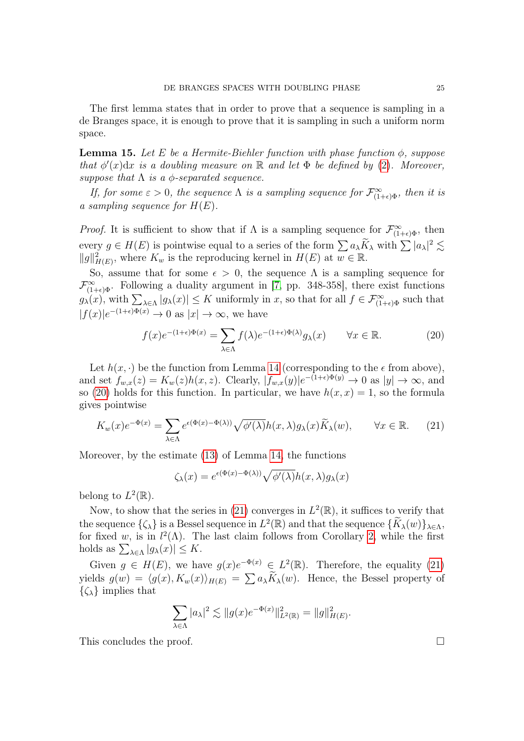The first lemma states that in order to prove that a sequence is sampling in a de Branges space, it is enough to prove that it is sampling in such a uniform norm space.

**Lemma 15.** *Let $E$ be a Hermite-Biehler function with phase function $\phi$, suppose that $\phi'(x)\mathrm{d}x$ is a doubling measure on $\mathbb{R}$ and let $\Phi$ be defined by (2). Moreover, suppose that $\Lambda$ is a $\phi$-separated sequence.*

*If, for some $\varepsilon > 0$, the sequence $\Lambda$ is a sampling sequence for $\mathcal{F}^\infty_{(1+\epsilon)\Phi}$, then it is a sampling sequence for $H(E)$.*

*Proof.* It is sufficient to show that if $\Lambda$ is a sampling sequence for $\mathcal{F}^\infty_{(1+\epsilon)\Phi}$, then every $g \in H(E)$ is pointwise equal to a series of the form $\sum a_\lambda \widetilde{K}_\lambda$ with $\sum |a_\lambda|^2 \lesssim \|g\|^2_{H(E)}$, where $K_w$ is the reproducing kernel in $H(E)$ at $w \in \mathbb{R}$.

So, assume that for some $\epsilon > 0$, the sequence $\Lambda$ is a sampling sequence for $\mathcal{F}^\infty_{(1+\epsilon)\Phi}$. Following a duality argument in [7, pp. 348-358], there exist functions $g_\lambda(x)$, with $\sum_{\lambda \in \Lambda} |g_\lambda(x)| \le K$ uniformly in $x$, so that for all $f \in \mathcal{F}^\infty_{(1+\epsilon)\Phi}$ such that $|f(x)|e^{-(1+\epsilon)\Phi(x)} \to 0$ as $|x| \to \infty$, we have

$$f(x)e^{-(1+\epsilon)\Phi(x)} = \sum_{\lambda \in \Lambda} f(\lambda)e^{-(1+\epsilon)\Phi(\lambda)} g_\lambda(x) \qquad \forall x \in \mathbb{R}. \tag{20}$$

Let $h(x, \cdot)$ be the function from Lemma 14 (corresponding to the $\epsilon$ from above), and set $f_{w,x}(z) = K_w(z)h(x,z)$. Clearly, $|f_{w,x}(y)|e^{-(1+\epsilon)\Phi(y)} \to 0$ as $|y| \to \infty$, and so (20) holds for this function. In particular, we have $h(x,x) = 1$, so the formula gives pointwise

$$K_w(x)e^{-\Phi(x)} = \sum_{\lambda \in \Lambda} e^{\epsilon(\Phi(x)-\Phi(\lambda))}\sqrt{\phi'(\lambda)}\, h(x,\lambda) g_\lambda(x) \widetilde{K}_\lambda(w), \qquad \forall x \in \mathbb{R}. \tag{21}$$

Moreover, by the estimate (13) of Lemma 14, the functions

$$\zeta_\lambda(x) = e^{\epsilon(\Phi(x)-\Phi(\lambda))}\sqrt{\phi'(\lambda)}\, h(x,\lambda) g_\lambda(x)$$

belong to $L^2(\mathbb{R})$.

Now, to show that the series in (21) converges in $L^2(\mathbb{R})$, it suffices to verify that the sequence $\{\zeta_\lambda\}$ is a Bessel sequence in $L^2(\mathbb{R})$ and that the sequence $\{\widetilde{K}_\lambda(w)\}_{\lambda\in\Lambda}$, for fixed $w$, is in $l^2(\Lambda)$. The last claim follows from Corollary 2, while the first holds as $\sum_{\lambda\in\Lambda} |g_\lambda(x)| \le K$.

Given $g \in H(E)$, we have $g(x)e^{-\Phi(x)} \in L^2(\mathbb{R})$. Therefore, the equality (21) yields $g(w) = \langle g(x), K_w(x)\rangle_{H(E)} = \sum a_\lambda \widetilde{K}_\lambda(w)$. Hence, the Bessel property of $\{\zeta_\lambda\}$ implies that

$$\sum_{\lambda\in\Lambda} |a_\lambda|^2 \lesssim \|g(x)e^{-\Phi(x)}\|^2_{L^2(\mathbb{R})} = \|g\|^2_{H(E)}.$$

This concludes the proof. $\square$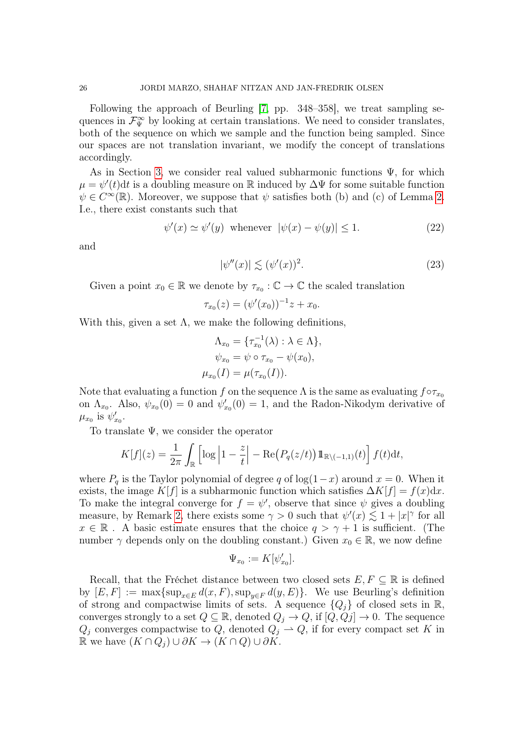Following the approach of Beurling [7, pp. 348–358], we treat sampling sequences in $\mathcal{F}^\infty_\Psi$ by looking at certain translations. We need to consider translates, both of the sequence on which we sample and the function being sampled. Since our spaces are not translation invariant, we modify the concept of translations accordingly.

As in Section 3, we consider real valued subharmonic functions $\Psi$, for which $\mu = \psi'(t)\mathrm{d}t$ is a doubling measure on $\mathbb{R}$ induced by $\Delta\Psi$ for some suitable function $\psi \in C^\infty(\mathbb{R})$. Moreover, we suppose that $\psi$ satisfies both (b) and (c) of Lemma 2. I.e., there exist constants such that

$$\psi'(x) \simeq \psi'(y) \ \text{ whenever } \ |\psi(x) - \psi(y)| \le 1. \tag{22}$$

and

$$|\psi''(x)| \lesssim (\psi'(x))^2. \tag{23}$$

Given a point $x_0 \in \mathbb{R}$ we denote by $\tau_{x_0} : \mathbb{C} \to \mathbb{C}$ the scaled translation

$$\tau_{x_0}(z) = (\psi'(x_0))^{-1} z + x_0.$$

With this, given a set $\Lambda$, we make the following definitions,

$$\begin{aligned}
\Lambda_{x_0} &= \{\tau_{x_0}^{-1}(\lambda) : \lambda \in \Lambda\}, \\
\psi_{x_0} &= \psi \circ \tau_{x_0} - \psi(x_0), \\
\mu_{x_0}(I) &= \mu(\tau_{x_0}(I)).
\end{aligned}$$

Note that evaluating a function $f$ on the sequence $\Lambda$ is the same as evaluating $f \circ \tau_{x_0}$ on $\Lambda_{x_0}$. Also, $\psi_{x_0}(0) = 0$ and $\psi'_{x_0}(0) = 1$, and the Radon-Nikodym derivative of $\mu_{x_0}$ is $\psi'_{x_0}$.

To translate $\Psi$, we consider the operator

$$K[f](z) = \frac{1}{2\pi} \int_{\mathbb{R}} \left[ \log\left|1 - \frac{z}{t}\right| - \mathrm{Re}\big(P_q(z/t)\big) \mathbb{1}_{\mathbb{R}\setminus(-1,1)}(t) \right] f(t) \mathrm{d}t,$$

where $P_q$ is the Taylor polynomial of degree $q$ of $\log(1-x)$ around $x = 0$. When it exists, the image $K[f]$ is a subharmonic function which satisfies $\Delta K[f] = f(x)\mathrm{d}x$. To make the integral converge for $f = \psi'$, observe that since $\psi$ gives a doubling measure, by Remark 2, there exists some $\gamma > 0$ such that $\psi'(x) \lesssim 1 + |x|^\gamma$ for all $x \in \mathbb{R}$ . A basic estimate ensures that the choice $q > \gamma + 1$ is sufficient. (The number $\gamma$ depends only on the doubling constant.) Given $x_0 \in \mathbb{R}$, we now define

$$\Psi_{x_0} := K[\psi'_{x_0}].$$

Recall, that the Fréchet distance between two closed sets $E, F \subseteq \mathbb{R}$ is defined by $[E, F] := \max\{\sup_{x\in E} d(x, F), \sup_{y\in F} d(y, E)\}$. We use Beurling's definition of strong and compactwise limits of sets. A sequence $\{Q_j\}$ of closed sets in $\mathbb{R}$, converges strongly to a set $Q \subseteq \mathbb{R}$, denoted $Q_j \to Q$, if $[Q, Qj] \to 0$. The sequence $Q_j$ converges compactwise to $Q$, denoted $Q_j \rightharpoonup Q$, if for every compact set $K$ in $\mathbb{R}$ we have $(K \cap Q_j) \cup \partial K \to (K \cap Q) \cup \partial K$.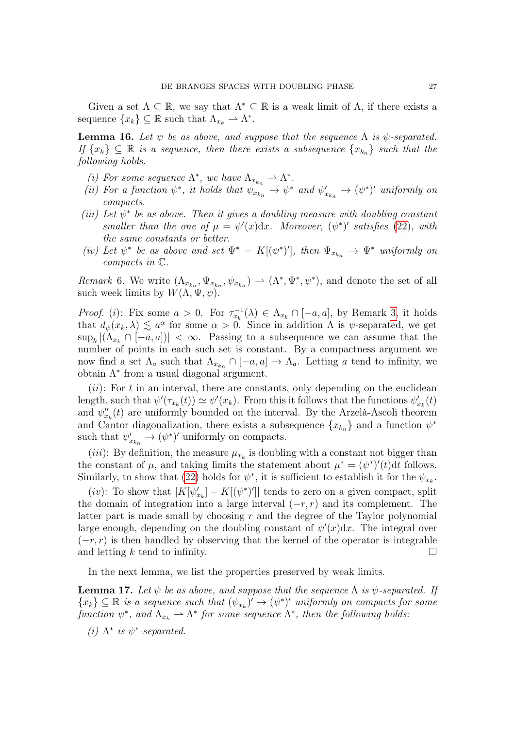Given a set $\Lambda \subseteq \mathbb{R}$, we say that $\Lambda^* \subseteq \mathbb{R}$ is a weak limit of $\Lambda$, if there exists a sequence $\{x_k\} \subseteq \mathbb{R}$ such that $\Lambda_{x_k} \rightharpoonup \Lambda^*$.

**Lemma 16.** *Let $\psi$ be as above, and suppose that the sequence $\Lambda$ is $\psi$-separated. If $\{x_k\} \subseteq \mathbb{R}$ is a sequence, then there exists a subsequence $\{x_{k_n}\}$ such that the following holds.*

- *(i) For some sequence $\Lambda^*$, we have $\Lambda_{x_{k_n}} \rightharpoonup \Lambda^*$.*
- *(ii) For a function $\psi^*$, it holds that $\psi_{x_{k_n}} \to \psi^*$ and $\psi'_{x_{k_n}} \to (\psi^*)'$ uniformly on compacts.*
- *(iii) Let $\psi^*$ be as above. Then it gives a doubling measure with doubling constant smaller than the one of $\mu = \psi'(x)\mathrm{d}x$. Moreover, $(\psi^*)'$ satisfies (22), with the same constants or better.*
- *(iv) Let $\psi^*$ be as above and set $\Psi^* = K[(\psi^*)']$, then $\Psi_{x_{k_n}} \to \Psi^*$ uniformly on compacts in $\mathbb{C}$.*

*Remark* 6. We write $(\Lambda_{x_{k_n}}, \Psi_{x_{k_n}}, \psi_{x_{k_n}}) \rightharpoonup (\Lambda^*, \Psi^*, \psi^*)$, and denote the set of all such week limits by $W(\Lambda, \Psi, \psi)$.

*Proof.* $(i)$: Fix some $a > 0$. For $\tau_{x_k}^{-1}(\lambda) \in \Lambda_{x_k} \cap [-a, a]$, by Remark 3, it holds that $d_\psi(x_k, \lambda) \lesssim a^\alpha$ for some $\alpha > 0$. Since in addition $\Lambda$ is $\psi$-separated, we get $\sup_k |(\Lambda_{x_k} \cap [-a, a])| < \infty$. Passing to a subsequence we can assume that the number of points in each such set is constant. By a compactness argument we now find a set $\Lambda_a$ such that $\Lambda_{x_{k_n}} \cap [-a, a] \to \Lambda_a$. Letting $a$ tend to infinity, we obtain $\Lambda^*$ from a usual diagonal argument.

$(ii)$: For $t$ in an interval, there are constants, only depending on the euclidean length, such that $\psi'(\tau_{x_k}(t)) \simeq \psi'(x_k)$. From this it follows that the functions $\psi'_{x_k}(t)$ and $\psi''_{x_k}(t)$ are uniformly bounded on the interval. By the Arzelà-Ascoli theorem and Cantor diagonalization, there exists a subsequence $\{x_{k_n}\}$ and a function $\psi^*$ such that $\psi'_{x_{k_n}} \to (\psi^*)'$ uniformly on compacts.

$(iii)$: By definition, the measure $\mu_{x_k}$ is doubling with a constant not bigger than the constant of $\mu$, and taking limits the statement about $\mu^* = (\psi^*)'(t)\mathrm{d}t$ follows. Similarly, to show that (22) holds for $\psi^*$, it is sufficient to establish it for the $\psi_{x_k}$.

$(iv)$: To show that $|K[\psi'_{x_k}] - K[(\psi^*)']|$ tends to zero on a given compact, split the domain of integration into a large interval $(-r, r)$ and its complement. The latter part is made small by choosing $r$ and the degree of the Taylor polynomial large enough, depending on the doubling constant of $\psi'(x)\mathrm{d}x$. The integral over $(-r, r)$ is then handled by observing that the kernel of the operator is integrable and letting $k$ tend to infinity. $\square$

In the next lemma, we list the properties preserved by weak limits.

**Lemma 17.** *Let $\psi$ be as above, and suppose that the sequence $\Lambda$ is $\psi$-separated. If $\{x_k\} \subseteq \mathbb{R}$ is a sequence such that $(\psi_{x_k})' \to (\psi^*)'$ uniformly on compacts for some function $\psi^*$, and $\Lambda_{x_k} \rightharpoonup \Lambda^*$ for some sequence $\Lambda^*$, then the following holds:*

- *(i) $\Lambda^*$ is $\psi^*$-separated.*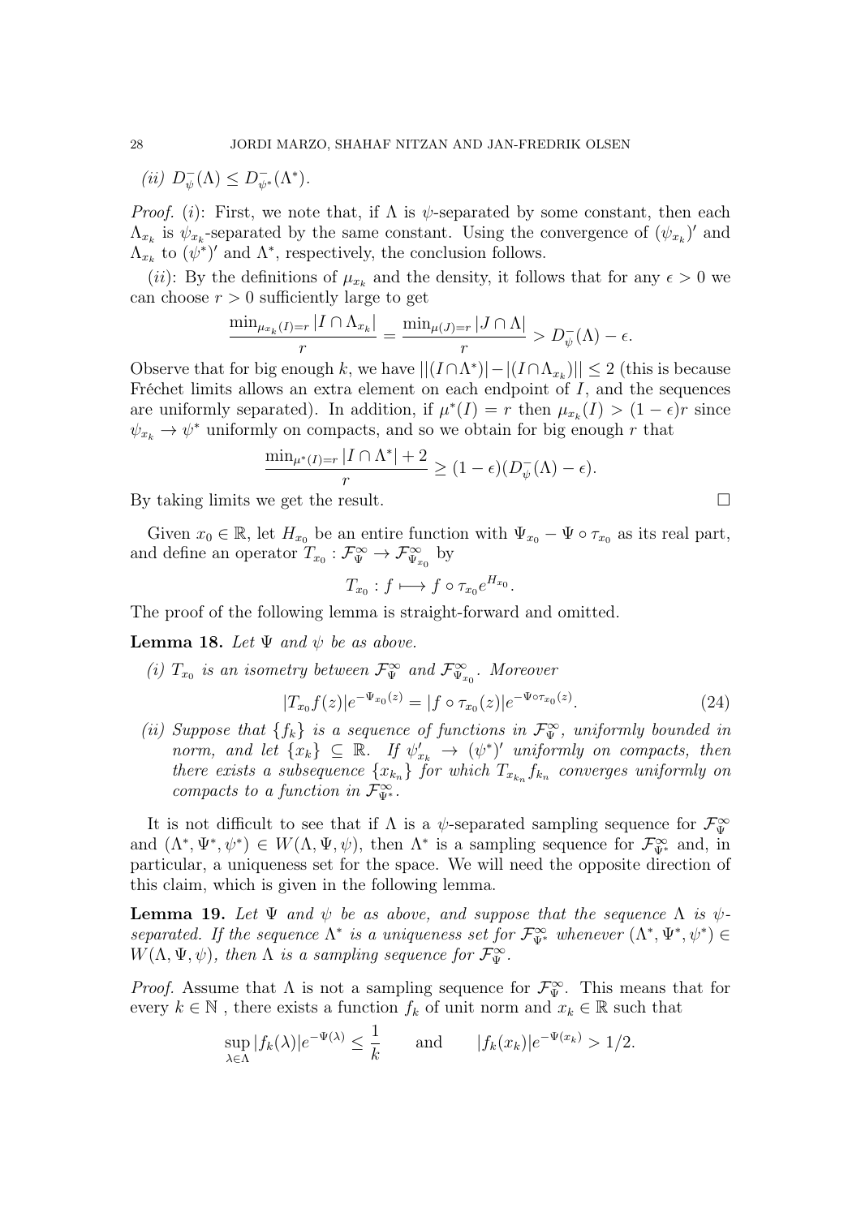(ii) $D^-_\psi(\Lambda) \le D^-_{\psi^*}(\Lambda^*)$.

*Proof.* (i): First, we note that, if $\Lambda$ is $\psi$-separated by some constant, then each $\Lambda_{x_k}$ is $\psi_{x_k}$-separated by the same constant. Using the convergence of $(\psi_{x_k})'$ and $\Lambda_{x_k}$ to $(\psi^*)'$ and $\Lambda^*$, respectively, the conclusion follows.

(ii): By the definitions of $\mu_{x_k}$ and the density, it follows that for any $\epsilon > 0$ we can choose $r > 0$ sufficiently large to get

$$\frac{\min_{\mu_{x_k}(I)=r} |I \cap \Lambda_{x_k}|}{r} = \frac{\min_{\mu(J)=r} |J \cap \Lambda|}{r} > D^-_\psi(\Lambda) - \epsilon.$$

Observe that for big enough $k$, we have $||(I\cap\Lambda^*)| - |(I\cap\Lambda_{x_k})|| \le 2$ (this is because Fréchet limits allows an extra element on each endpoint of $I$, and the sequences are uniformly separated). In addition, if $\mu^*(I) = r$ then $\mu_{x_k}(I) > (1-\epsilon)r$ since $\psi_{x_k} \to \psi^*$ uniformly on compacts, and so we obtain for big enough $r$ that

$$\frac{\min_{\mu^*(I)=r} |I \cap \Lambda^*| + 2}{r} \ge (1-\epsilon)(D^-_\psi(\Lambda) - \epsilon).$$

By taking limits we get the result. $\square$

Given $x_0 \in \mathbb{R}$, let $H_{x_0}$ be an entire function with $\Psi_{x_0} - \Psi \circ \tau_{x_0}$ as its real part, and define an operator $T_{x_0} : \mathcal{F}^\infty_\Psi \to \mathcal{F}^\infty_{\Psi_{x_0}}$ by

$$T_{x_0} : f \longmapsto f \circ \tau_{x_0} e^{H_{x_0}}.$$

The proof of the following lemma is straight-forward and omitted.

**Lemma 18.** *Let $\Psi$ and $\psi$ be as above.*

*(i) $T_{x_0}$ is an isometry between $\mathcal{F}^\infty_\Psi$ and $\mathcal{F}^\infty_{\Psi_{x_0}}$. Moreover*

$$|T_{x_0} f(z)| e^{-\Psi_{x_0}(z)} = |f \circ \tau_{x_0}(z)| e^{-\Psi\circ\tau_{x_0}(z)}. \tag{24}$$

*(ii) Suppose that $\{f_k\}$ is a sequence of functions in $\mathcal{F}^\infty_\Psi$, uniformly bounded in norm, and let $\{x_k\} \subseteq \mathbb{R}$. If $\psi'_{x_k} \to (\psi^*)'$ uniformly on compacts, then there exists a subsequence $\{x_{k_n}\}$ for which $T_{x_{k_n}} f_{k_n}$ converges uniformly on compacts to a function in $\mathcal{F}^\infty_{\Psi^*}$.*

It is not difficult to see that if $\Lambda$ is a $\psi$-separated sampling sequence for $\mathcal{F}^\infty_\Psi$ and $(\Lambda^*, \Psi^*, \psi^*) \in W(\Lambda, \Psi, \psi)$, then $\Lambda^*$ is a sampling sequence for $\mathcal{F}^\infty_{\Psi^*}$ and, in particular, a uniqueness set for the space. We will need the opposite direction of this claim, which is given in the following lemma.

**Lemma 19.** *Let $\Psi$ and $\psi$ be as above, and suppose that the sequence $\Lambda$ is $\psi$-separated. If the sequence $\Lambda^*$ is a uniqueness set for $\mathcal{F}^\infty_{\Psi^*}$ whenever $(\Lambda^*, \Psi^*, \psi^*) \in W(\Lambda, \Psi, \psi)$, then $\Lambda$ is a sampling sequence for $\mathcal{F}^\infty_\Psi$.*

*Proof.* Assume that $\Lambda$ is not a sampling sequence for $\mathcal{F}^\infty_\Psi$. This means that for every $k \in \mathbb{N}$ , there exists a function $f_k$ of unit norm and $x_k \in \mathbb{R}$ such that

$$\sup_{\lambda\in\Lambda} |f_k(\lambda)| e^{-\Psi(\lambda)} \le \frac{1}{k} \qquad \text{and} \qquad |f_k(x_k)| e^{-\Psi(x_k)} > 1/2.$$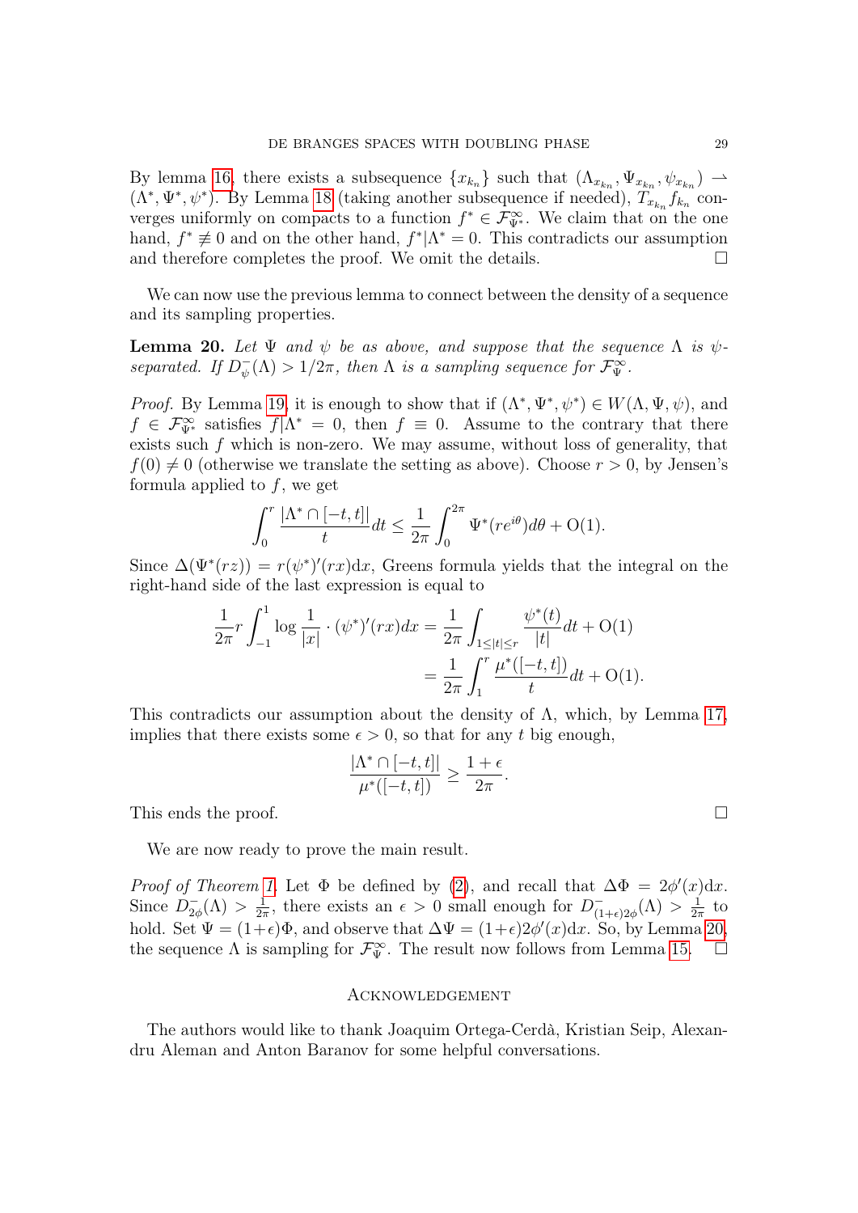By lemma 16, there exists a subsequence $\{x_{k_n}\}$ such that $(\Lambda_{x_{k_n}}, \Psi_{x_{k_n}}, \psi_{x_{k_n}}) \rightharpoonup (\Lambda^*, \Psi^*, \psi^*)$. By Lemma 18 (taking another subsequence if needed), $T_{x_{k_n}} f_{k_n}$ converges uniformly on compacts to a function $f^* \in \mathcal{F}^\infty_{\Psi^*}$. We claim that on the one hand, $f^* \not\equiv 0$ and on the other hand, $f^*|\Lambda^* = 0$. This contradicts our assumption and therefore completes the proof. We omit the details. □

We can now use the previous lemma to connect between the density of a sequence and its sampling properties.

**Lemma 20.** *Let $\Psi$ and $\psi$ be as above, and suppose that the sequence $\Lambda$ is $\psi$-separated. If $D^-_\psi(\Lambda) > 1/2\pi$, then $\Lambda$ is a sampling sequence for $\mathcal{F}^\infty_\Psi$.*

*Proof.* By Lemma 19, it is enough to show that if $(\Lambda^*, \Psi^*, \psi^*) \in W(\Lambda, \Psi, \psi)$, and $f \in \mathcal{F}^\infty_{\Psi^*}$ satisfies $f|\Lambda^* = 0$, then $f \equiv 0$. Assume to the contrary that there exists such $f$ which is non-zero. We may assume, without loss of generality, that $f(0) \neq 0$ (otherwise we translate the setting as above). Choose $r > 0$, by Jensen's formula applied to $f$, we get

$$\int_0^r \frac{|\Lambda^* \cap [-t,t]|}{t} dt \leq \frac{1}{2\pi} \int_0^{2\pi} \Psi^*(re^{i\theta}) d\theta + \mathrm{O}(1).$$

Since $\Delta(\Psi^*(rz)) = r(\psi^*)'(rx)\mathrm{d}x$, Greens formula yields that the integral on the right-hand side of the last expression is equal to

$$\begin{aligned}
\frac{1}{2\pi} r \int_{-1}^{1} \log \frac{1}{|x|} \cdot (\psi^*)'(rx) dx &= \frac{1}{2\pi} \int_{1 \leq |t| \leq r} \frac{\psi^*(t)}{|t|} dt + \mathrm{O}(1) \\
&= \frac{1}{2\pi} \int_1^r \frac{\mu^*([-t,t])}{t} dt + \mathrm{O}(1).
\end{aligned}$$

This contradicts our assumption about the density of $\Lambda$, which, by Lemma 17, implies that there exists some $\epsilon > 0$, so that for any $t$ big enough,

$$\frac{|\Lambda^* \cap [-t,t]|}{\mu^*([-t,t])} \geq \frac{1+\epsilon}{2\pi}.$$

This ends the proof. □

We are now ready to prove the main result.

*Proof of Theorem 1.* Let $\Phi$ be defined by (2), and recall that $\Delta\Phi = 2\phi'(x)\mathrm{d}x$. Since $D^-_{2\phi}(\Lambda) > \frac{1}{2\pi}$, there exists an $\epsilon > 0$ small enough for $D^-_{(1+\epsilon)2\phi}(\Lambda) > \frac{1}{2\pi}$ to hold. Set $\Psi = (1+\epsilon)\Phi$, and observe that $\Delta\Psi = (1+\epsilon)2\phi'(x)\mathrm{d}x$. So, by Lemma 20, the sequence $\Lambda$ is sampling for $\mathcal{F}^\infty_\Psi$. The result now follows from Lemma 15. □

## Acknowledgement

The authors would like to thank Joaquim Ortega-Cerdà, Kristian Seip, Alexandru Aleman and Anton Baranov for some helpful conversations.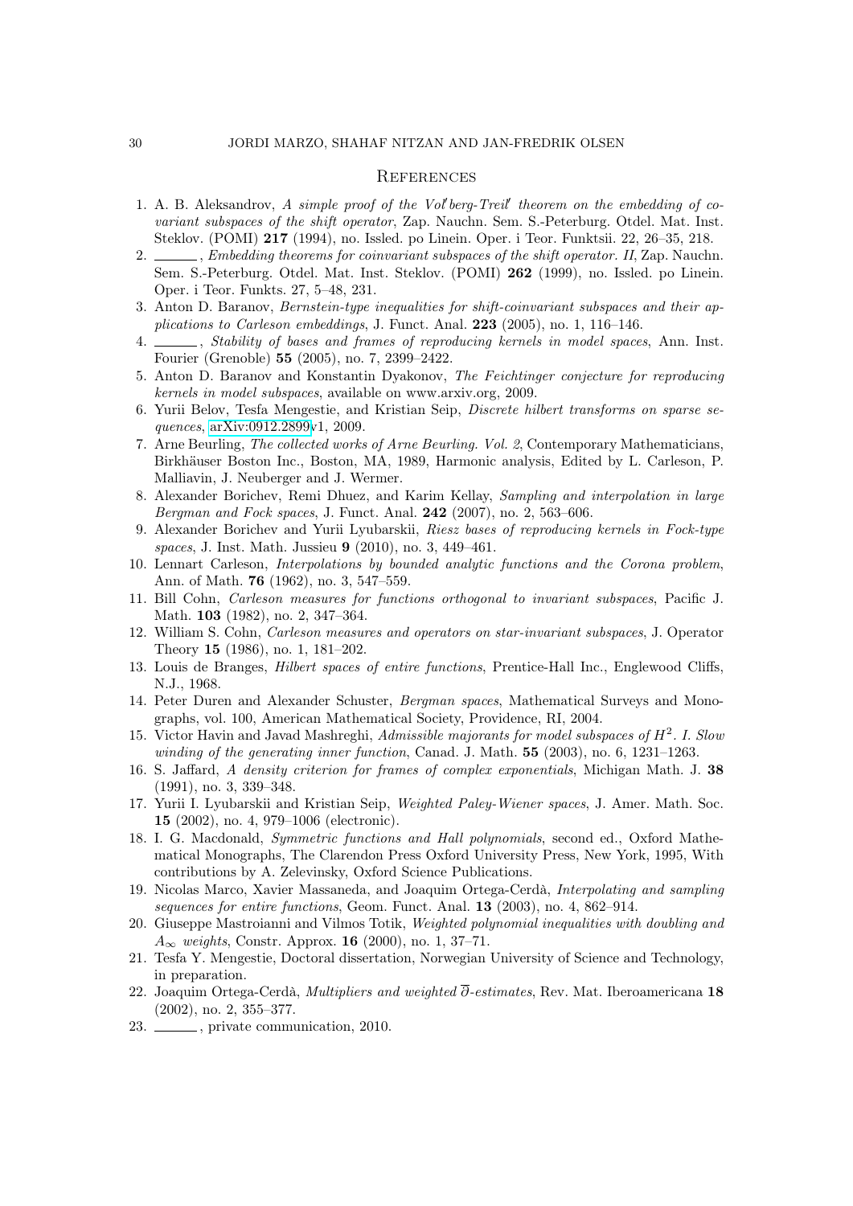## References

1. A. B. Aleksandrov, *A simple proof of the Vol′berg-Treil′ theorem on the embedding of covariant subspaces of the shift operator*, Zap. Nauchn. Sem. S.-Peterburg. Otdel. Mat. Inst. Steklov. (POMI) **217** (1994), no. Issled. po Linein. Oper. i Teor. Funktsii. 22, 26–35, 218.
2. ______, *Embedding theorems for coinvariant subspaces of the shift operator. II*, Zap. Nauchn. Sem. S.-Peterburg. Otdel. Mat. Inst. Steklov. (POMI) **262** (1999), no. Issled. po Linein. Oper. i Teor. Funkts. 27, 5–48, 231.
3. Anton D. Baranov, *Bernstein-type inequalities for shift-coinvariant subspaces and their applications to Carleson embeddings*, J. Funct. Anal. **223** (2005), no. 1, 116–146.
4. ______, *Stability of bases and frames of reproducing kernels in model spaces*, Ann. Inst. Fourier (Grenoble) **55** (2005), no. 7, 2399–2422.
5. Anton D. Baranov and Konstantin Dyakonov, *The Feichtinger conjecture for reproducing kernels in model subspaces*, available on www.arxiv.org, 2009.
6. Yurii Belov, Tesfa Mengestie, and Kristian Seip, *Discrete hilbert transforms on sparse sequences*, arXiv:0912.2899v1, 2009.
7. Arne Beurling, *The collected works of Arne Beurling. Vol. 2*, Contemporary Mathematicians, Birkhäuser Boston Inc., Boston, MA, 1989, Harmonic analysis, Edited by L. Carleson, P. Malliavin, J. Neuberger and J. Wermer.
8. Alexander Borichev, Remi Dhuez, and Karim Kellay, *Sampling and interpolation in large Bergman and Fock spaces*, J. Funct. Anal. **242** (2007), no. 2, 563–606.
9. Alexander Borichev and Yurii Lyubarskii, *Riesz bases of reproducing kernels in Fock-type spaces*, J. Inst. Math. Jussieu **9** (2010), no. 3, 449–461.
10. Lennart Carleson, *Interpolations by bounded analytic functions and the Corona problem*, Ann. of Math. **76** (1962), no. 3, 547–559.
11. Bill Cohn, *Carleson measures for functions orthogonal to invariant subspaces*, Pacific J. Math. **103** (1982), no. 2, 347–364.
12. William S. Cohn, *Carleson measures and operators on star-invariant subspaces*, J. Operator Theory **15** (1986), no. 1, 181–202.
13. Louis de Branges, *Hilbert spaces of entire functions*, Prentice-Hall Inc., Englewood Cliffs, N.J., 1968.
14. Peter Duren and Alexander Schuster, *Bergman spaces*, Mathematical Surveys and Monographs, vol. 100, American Mathematical Society, Providence, RI, 2004.
15. Victor Havin and Javad Mashreghi, *Admissible majorants for model subspaces of $H^2$. I. Slow winding of the generating inner function*, Canad. J. Math. **55** (2003), no. 6, 1231–1263.
16. S. Jaffard, *A density criterion for frames of complex exponentials*, Michigan Math. J. **38** (1991), no. 3, 339–348.
17. Yurii I. Lyubarskii and Kristian Seip, *Weighted Paley-Wiener spaces*, J. Amer. Math. Soc. **15** (2002), no. 4, 979–1006 (electronic).
18. I. G. Macdonald, *Symmetric functions and Hall polynomials*, second ed., Oxford Mathematical Monographs, The Clarendon Press Oxford University Press, New York, 1995, With contributions by A. Zelevinsky, Oxford Science Publications.
19. Nicolas Marco, Xavier Massaneda, and Joaquim Ortega-Cerdà, *Interpolating and sampling sequences for entire functions*, Geom. Funct. Anal. **13** (2003), no. 4, 862–914.
20. Giuseppe Mastroianni and Vilmos Totik, *Weighted polynomial inequalities with doubling and $A_\infty$ weights*, Constr. Approx. **16** (2000), no. 1, 37–71.
21. Tesfa Y. Mengestie, Doctoral dissertation, Norwegian University of Science and Technology, in preparation.
22. Joaquim Ortega-Cerdà, *Multipliers and weighted $\overline{\partial}$-estimates*, Rev. Mat. Iberoamericana **18** (2002), no. 2, 355–377.
23. ______, private communication, 2010.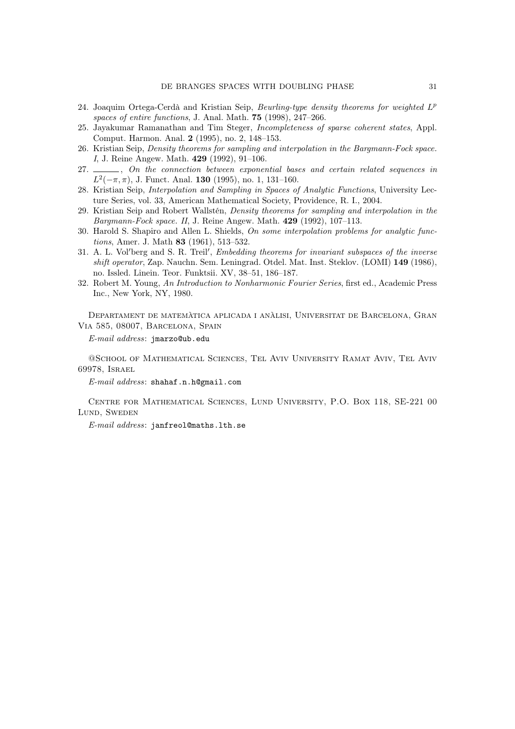24. Joaquim Ortega-Cerdà and Kristian Seip, *Beurling-type density theorems for weighted $L^p$ spaces of entire functions*, J. Anal. Math. **75** (1998), 247–266.
25. Jayakumar Ramanathan and Tim Steger, *Incompleteness of sparse coherent states*, Appl. Comput. Harmon. Anal. **2** (1995), no. 2, 148–153.
26. Kristian Seip, *Density theorems for sampling and interpolation in the Bargmann-Fock space. I*, J. Reine Angew. Math. **429** (1992), 91–106.
27. ______, *On the connection between exponential bases and certain related sequences in $L^2(-\pi, \pi)$*, J. Funct. Anal. **130** (1995), no. 1, 131–160.
28. Kristian Seip, *Interpolation and Sampling in Spaces of Analytic Functions*, University Lecture Series, vol. 33, American Mathematical Society, Providence, R. I., 2004.
29. Kristian Seip and Robert Wallstén, *Density theorems for sampling and interpolation in the Bargmann-Fock space. II*, J. Reine Angew. Math. **429** (1992), 107–113.
30. Harold S. Shapiro and Allen L. Shields, *On some interpolation problems for analytic functions*, Amer. J. Math **83** (1961), 513–532.
31. A. L. Vol′berg and S. R. Treil′, *Embedding theorems for invariant subspaces of the inverse shift operator*, Zap. Nauchn. Sem. Leningrad. Otdel. Mat. Inst. Steklov. (LOMI) **149** (1986), no. Issled. Linein. Teor. Funktsii. XV, 38–51, 186–187.
32. Robert M. Young, *An Introduction to Nonharmonic Fourier Series*, first ed., Academic Press Inc., New York, NY, 1980.

Departament de matemàtica aplicada i anàlisi, Universitat de Barcelona, Gran Via 585, 08007, Barcelona, Spain

*E-mail address*: jmarzo@ub.edu

@School of Mathematical Sciences, Tel Aviv University Ramat Aviv, Tel Aviv 69978, Israel

*E-mail address*: shahaf.n.h@gmail.com

Centre for Mathematical Sciences, Lund University, P.O. Box 118, SE-221 00 Lund, Sweden

*E-mail address*: janfreol@maths.lth.se